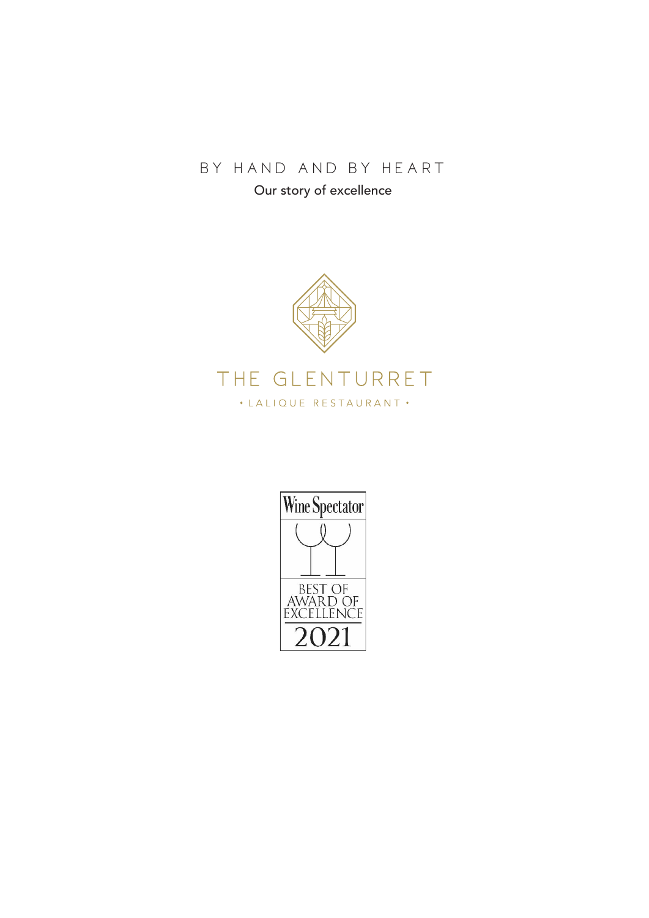# BY HAND AND BY HEART

Our story of excellence

THE GLENTURRET

• LALIQUE RESTAURANT •

Wine Spectator

BEST OF AWARD OF EXCELLENCE

2021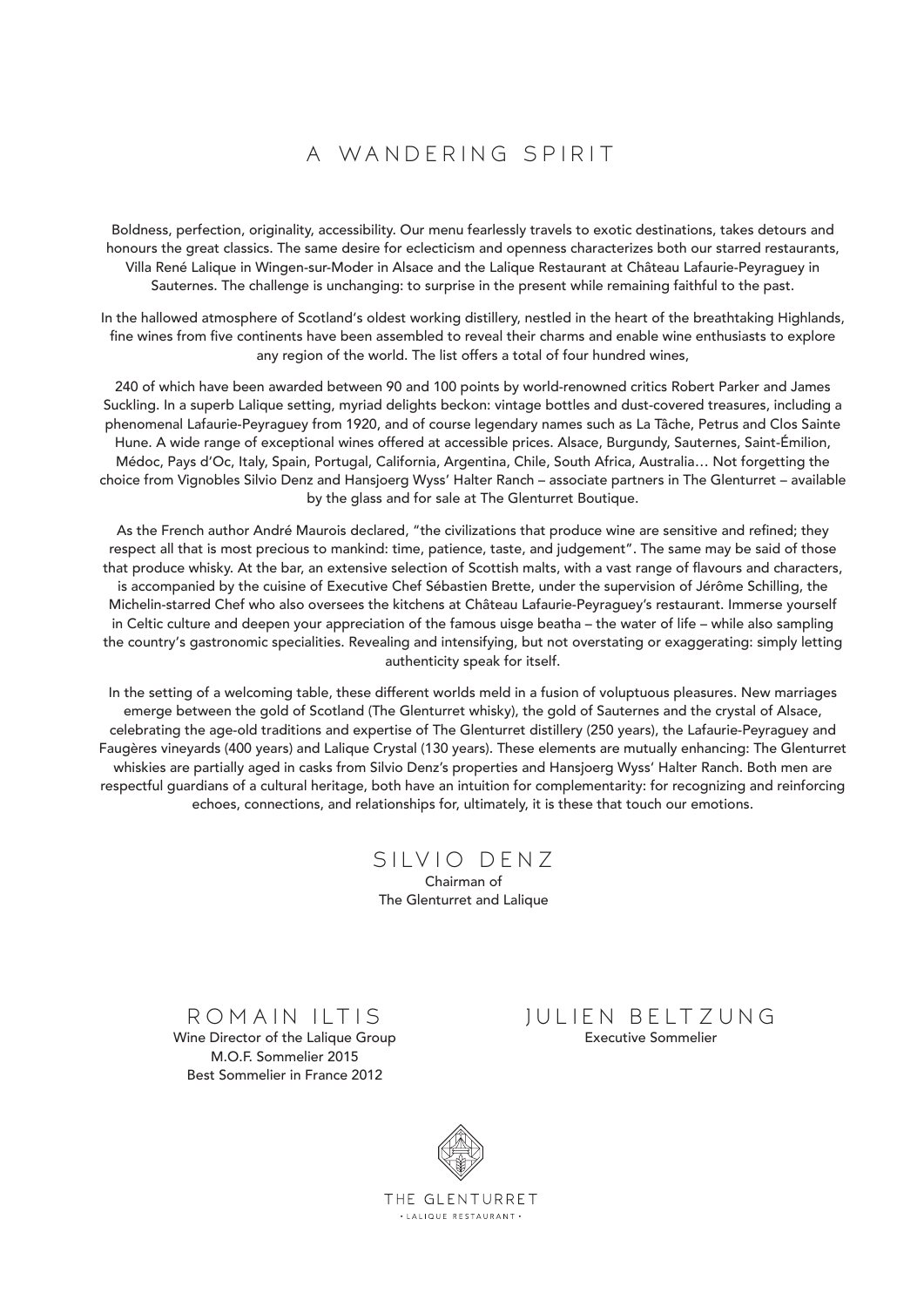# A WANDERING SPIRIT

Boldness, perfection, originality, accessibility. Our menu fearlessly travels to exotic destinations, takes detours and honours the great classics. The same desire for eclecticism and openness characterizes both our starred restaurants, Villa René Lalique in Wingen-sur-Moder in Alsace and the Lalique Restaurant at Château Lafaurie-Peyraguey in Sauternes. The challenge is unchanging: to surprise in the present while remaining faithful to the past.

In the hallowed atmosphere of Scotland's oldest working distillery, nestled in the heart of the breathtaking Highlands, fine wines from five continents have been assembled to reveal their charms and enable wine enthusiasts to explore any region of the world. The list offers a total of four hundred wines,

240 of which have been awarded between 90 and 100 points by world-renowned critics Robert Parker and James Suckling. In a superb Lalique setting, myriad delights beckon: vintage bottles and dust-covered treasures, including a phenomenal Lafaurie-Peyraguey from 1920, and of course legendary names such as La Tâche, Petrus and Clos Sainte Hune. A wide range of exceptional wines offered at accessible prices. Alsace, Burgundy, Sauternes, Saint-Émilion, Médoc, Pays d'Oc, Italy, Spain, Portugal, California, Argentina, Chile, South Africa, Australia… Not forgetting the choice from Vignobles Silvio Denz and Hansjoerg Wyss' Halter Ranch – associate partners in The Glenturret – available by the glass and for sale at The Glenturret Boutique.

As the French author André Maurois declared, "the civilizations that produce wine are sensitive and refined; they respect all that is most precious to mankind: time, patience, taste, and judgement". The same may be said of those that produce whisky. At the bar, an extensive selection of Scottish malts, with a vast range of flavours and characters, is accompanied by the cuisine of Executive Chef Sébastien Brette, under the supervision of Jérôme Schilling, the Michelin-starred Chef who also oversees the kitchens at Château Lafaurie-Peyraguey's restaurant. Immerse yourself in Celtic culture and deepen your appreciation of the famous uisge beatha – the water of life – while also sampling the country's gastronomic specialities. Revealing and intensifying, but not overstating or exaggerating: simply letting authenticity speak for itself.

In the setting of a welcoming table, these different worlds meld in a fusion of voluptuous pleasures. New marriages emerge between the gold of Scotland (The Glenturret whisky), the gold of Sauternes and the crystal of Alsace, celebrating the age-old traditions and expertise of The Glenturret distillery (250 years), the Lafaurie-Peyraguey and Faugères vineyards (400 years) and Lalique Crystal (130 years). These elements are mutually enhancing: The Glenturret whiskies are partially aged in casks from Silvio Denz's properties and Hansjoerg Wyss' Halter Ranch. Both men are respectful guardians of a cultural heritage, both have an intuition for complementarity: for recognizing and reinforcing echoes, connections, and relationships for, ultimately, it is these that touch our emotions.

SILVIO DENZ
Chairman of
The Glenturret and Lalique

ROMAIN ILTIS
Wine Director of the Lalique Group
M.O.F. Sommelier 2015
Best Sommelier in France 2012

JULIEN BELTZUNG
Executive Sommelier

THE GLENTURRET
· LALIQUE RESTAURANT ·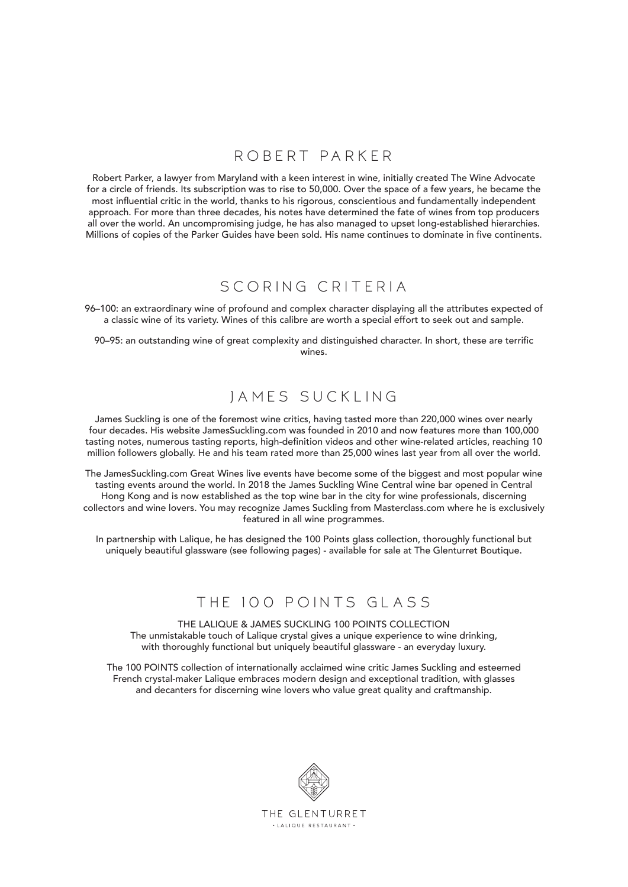## ROBERT PARKER

Robert Parker, a lawyer from Maryland with a keen interest in wine, initially created The Wine Advocate for a circle of friends. Its subscription was to rise to 50,000. Over the space of a few years, he became the most influential critic in the world, thanks to his rigorous, conscientious and fundamentally independent approach. For more than three decades, his notes have determined the fate of wines from top producers all over the world. An uncompromising judge, he has also managed to upset long-established hierarchies. Millions of copies of the Parker Guides have been sold. His name continues to dominate in five continents.

## SCORING CRITERIA

96–100: an extraordinary wine of profound and complex character displaying all the attributes expected of a classic wine of its variety. Wines of this calibre are worth a special effort to seek out and sample.

90–95: an outstanding wine of great complexity and distinguished character. In short, these are terrific wines.

## JAMES SUCKLING

James Suckling is one of the foremost wine critics, having tasted more than 220,000 wines over nearly four decades. His website JamesSuckling.com was founded in 2010 and now features more than 100,000 tasting notes, numerous tasting reports, high-definition videos and other wine-related articles, reaching 10 million followers globally. He and his team rated more than 25,000 wines last year from all over the world.

The JamesSuckling.com Great Wines live events have become some of the biggest and most popular wine tasting events around the world. In 2018 the James Suckling Wine Central wine bar opened in Central Hong Kong and is now established as the top wine bar in the city for wine professionals, discerning collectors and wine lovers. You may recognize James Suckling from Masterclass.com where he is exclusively featured in all wine programmes.

In partnership with Lalique, he has designed the 100 Points glass collection, thoroughly functional but uniquely beautiful glassware (see following pages) - available for sale at The Glenturret Boutique.

## THE 100 POINTS GLASS

THE LALIQUE & JAMES SUCKLING 100 POINTS COLLECTION
The unmistakable touch of Lalique crystal gives a unique experience to wine drinking, with thoroughly functional but uniquely beautiful glassware - an everyday luxury.

The 100 POINTS collection of internationally acclaimed wine critic James Suckling and esteemed French crystal-maker Lalique embraces modern design and exceptional tradition, with glasses and decanters for discerning wine lovers who value great quality and craftmanship.

THE GLENTURRET
• LALIQUE RESTAURANT •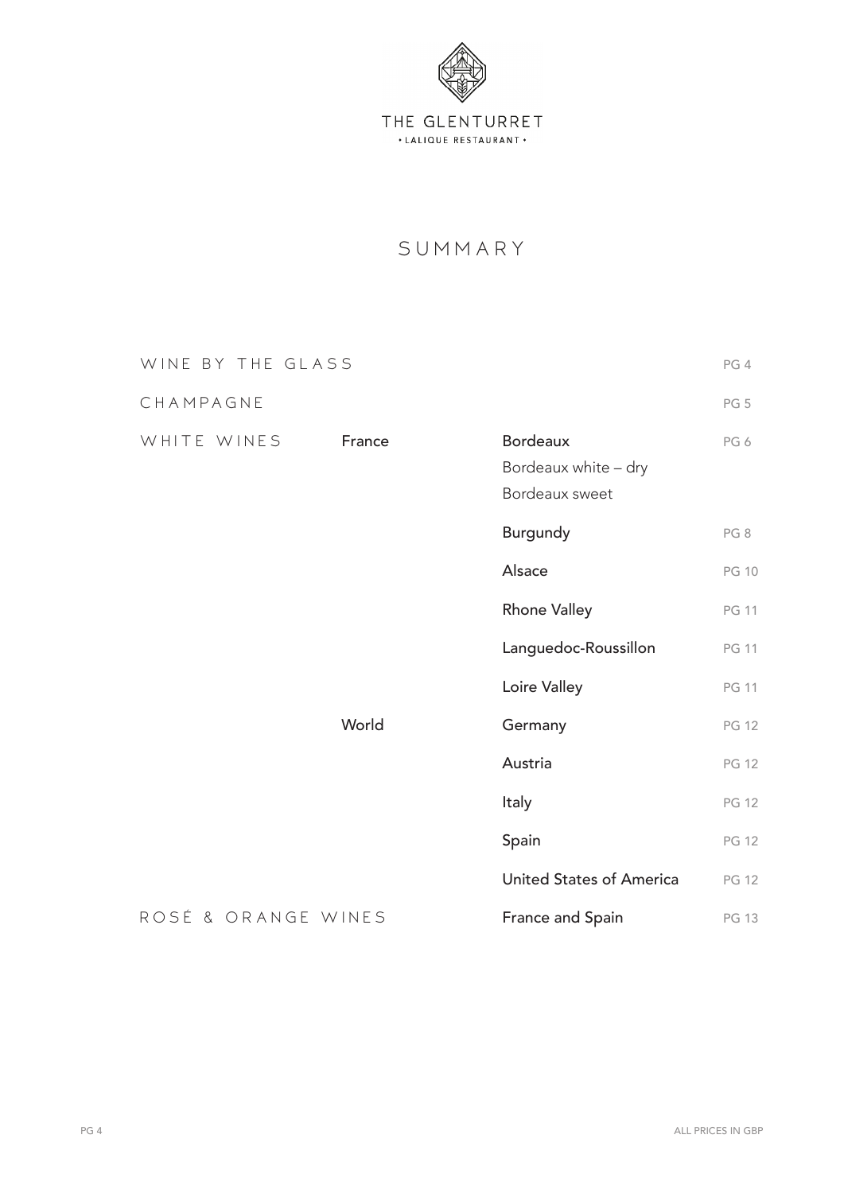THE GLENTURRET

• LALIQUE RESTAURANT •

# SUMMARY

| | | | |
|---|---|---|---|
| WINE BY THE GLASS | | | PG 4 |
| CHAMPAGNE | | | PG 5 |
| WHITE WINES | France | Bordeaux<br>Bordeaux white – dry<br>Bordeaux sweet | PG 6 |
| | | Burgundy | PG 8 |
| | | Alsace | PG 10 |
| | | Rhone Valley | PG 11 |
| | | Languedoc-Roussillon | PG 11 |
| | | Loire Valley | PG 11 |
| | World | Germany | PG 12 |
| | | Austria | PG 12 |
| | | Italy | PG 12 |
| | | Spain | PG 12 |
| | | United States of America | PG 12 |
| ROSÉ & ORANGE WINES | | France and Spain | PG 13 |

ALL PRICES IN GBP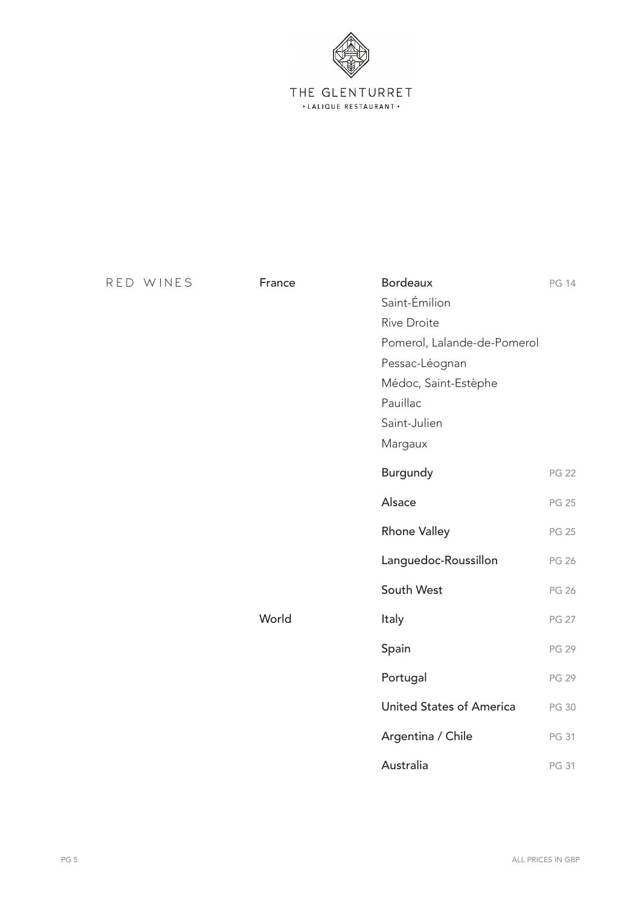THE GLENTURRET

• LALIQUE RESTAURANT •

# RED WINES

| | | |
|---|---|---|
| **France** | **Bordeaux** | PG 14 |
| | Saint-Émilion | |
| | Rive Droite | |
| | Pomerol, Lalande-de-Pomerol | |
| | Pessac-Léognan | |
| | Médoc, Saint-Estèphe | |
| | Pauillac | |
| | Saint-Julien | |
| | Margaux | |
| | **Burgundy** | PG 22 |
| | **Alsace** | PG 25 |
| | **Rhone Valley** | PG 25 |
| | **Languedoc-Roussillon** | PG 26 |
| | **South West** | PG 26 |
| **World** | **Italy** | PG 27 |
| | **Spain** | PG 29 |
| | **Portugal** | PG 29 |
| | **United States of America** | PG 30 |
| | **Argentina / Chile** | PG 31 |
| | **Australia** | PG 31 |

ALL PRICES IN GBP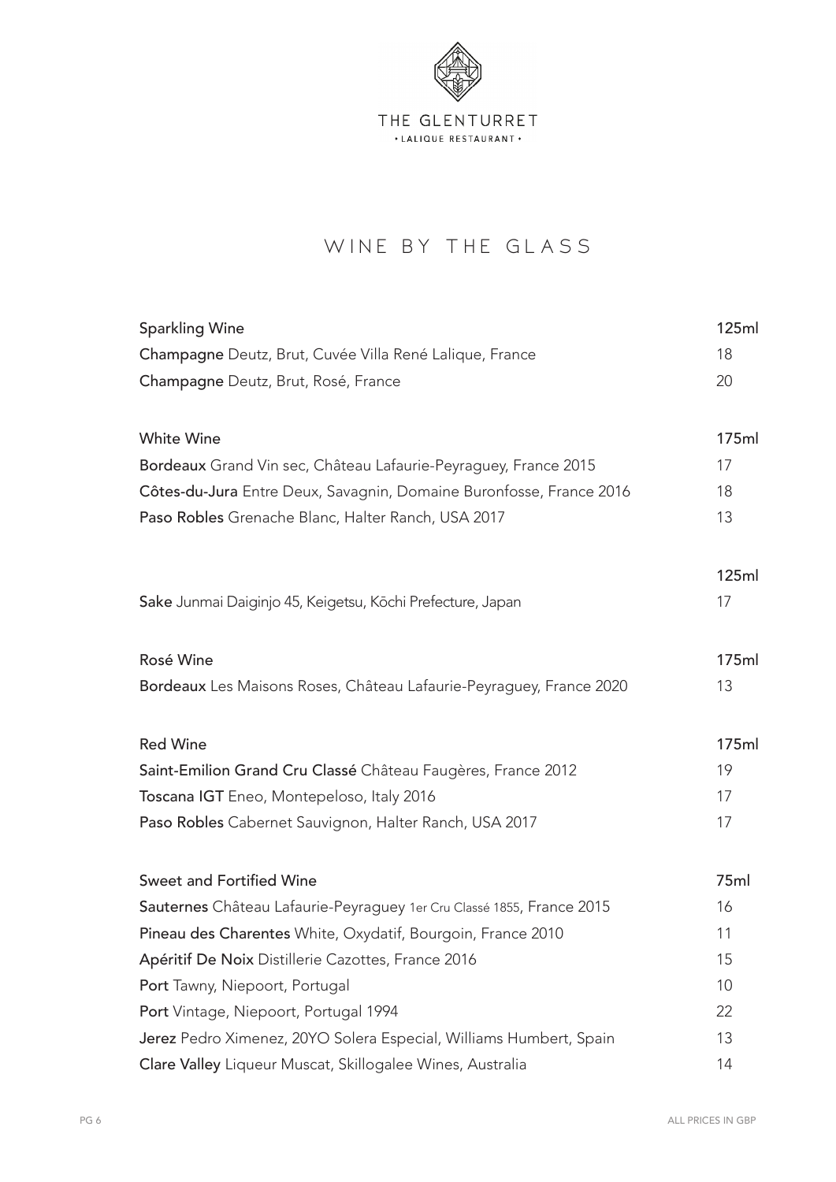THE GLENTURRET
• LALIQUE RESTAURANT •

# WINE BY THE GLASS

| Sparkling Wine | 125ml |
|---|---|
| **Champagne** Deutz, Brut, Cuvée Villa René Lalique, France | 18 |
| **Champagne** Deutz, Brut, Rosé, France | 20 |

| White Wine | 175ml |
|---|---|
| **Bordeaux** Grand Vin sec, Château Lafaurie-Peyraguey, France 2015 | 17 |
| **Côtes-du-Jura** Entre Deux, Savagnin, Domaine Buronfosse, France 2016 | 18 |
| **Paso Robles** Grenache Blanc, Halter Ranch, USA 2017 | 13 |

| | 125ml |
|---|---|
| **Sake** Junmai Daiginjo 45, Keigetsu, Kōchi Prefecture, Japan | 17 |

| Rosé Wine | 175ml |
|---|---|
| **Bordeaux** Les Maisons Roses, Château Lafaurie-Peyraguey, France 2020 | 13 |

| Red Wine | 175ml |
|---|---|
| **Saint-Emilion Grand Cru Classé** Château Faugères, France 2012 | 19 |
| **Toscana IGT** Eneo, Montepeloso, Italy 2016 | 17 |
| **Paso Robles** Cabernet Sauvignon, Halter Ranch, USA 2017 | 17 |

| Sweet and Fortified Wine | 75ml |
|---|---|
| **Sauternes** Château Lafaurie-Peyraguey 1er Cru Classé 1855, France 2015 | 16 |
| **Pineau des Charentes** White, Oxydatif, Bourgoin, France 2010 | 11 |
| **Apéritif De Noix** Distillerie Cazottes, France 2016 | 15 |
| **Port** Tawny, Niepoort, Portugal | 10 |
| **Port** Vintage, Niepoort, Portugal 1994 | 22 |
| **Jerez** Pedro Ximenez, 20YO Solera Especial, Williams Humbert, Spain | 13 |
| **Clare Valley** Liqueur Muscat, Skillogalee Wines, Australia | 14 |

ALL PRICES IN GBP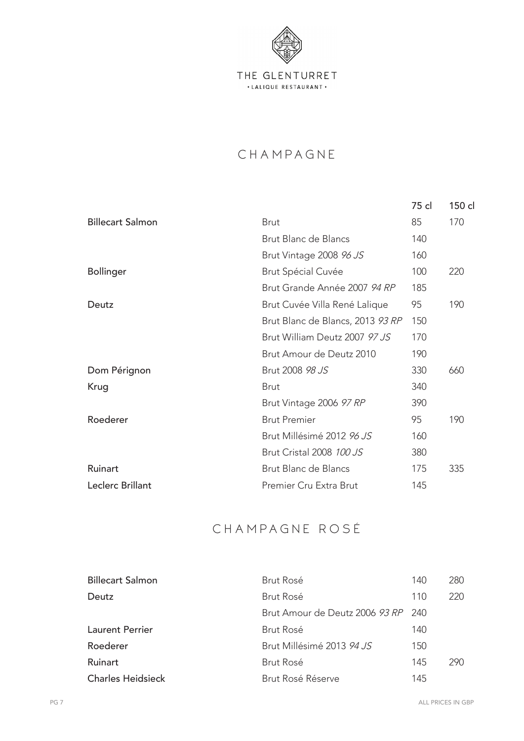THE GLENTURRET

• LALIQUE RESTAURANT •

# CHAMPAGNE

| | | 75 cl | 150 cl |
|---|---|---|---|
| Billecart Salmon | Brut | 85 | 170 |
| | Brut Blanc de Blancs | 140 | |
| | Brut Vintage 2008 *96 JS* | 160 | |
| Bollinger | Brut Spécial Cuvée | 100 | 220 |
| | Brut Grande Année 2007 *94 RP* | 185 | |
| Deutz | Brut Cuvée Villa René Lalique | 95 | 190 |
| | Brut Blanc de Blancs, 2013 *93 RP* | 150 | |
| | Brut William Deutz 2007 *97 JS* | 170 | |
| | Brut Amour de Deutz 2010 | 190 | |
| Dom Pérignon | Brut 2008 *98 JS* | 330 | 660 |
| Krug | Brut | 340 | |
| | Brut Vintage 2006 *97 RP* | 390 | |
| Roederer | Brut Premier | 95 | 190 |
| | Brut Millésimé 2012 *96 JS* | 160 | |
| | Brut Cristal 2008 *100 JS* | 380 | |
| Ruinart | Brut Blanc de Blancs | 175 | 335 |
| Leclerc Brillant | Premier Cru Extra Brut | 145 | |

# CHAMPAGNE ROSÉ

| | | 75 cl | 150 cl |
|---|---|---|---|
| Billecart Salmon | Brut Rosé | 140 | 280 |
| Deutz | Brut Rosé | 110 | 220 |
| | Brut Amour de Deutz 2006 *93 RP* | 240 | |
| Laurent Perrier | Brut Rosé | 140 | |
| Roederer | Brut Millésimé 2013 *94 JS* | 150 | |
| Ruinart | Brut Rosé | 145 | 290 |
| Charles Heidsieck | Brut Rosé Réserve | 145 | |

ALL PRICES IN GBP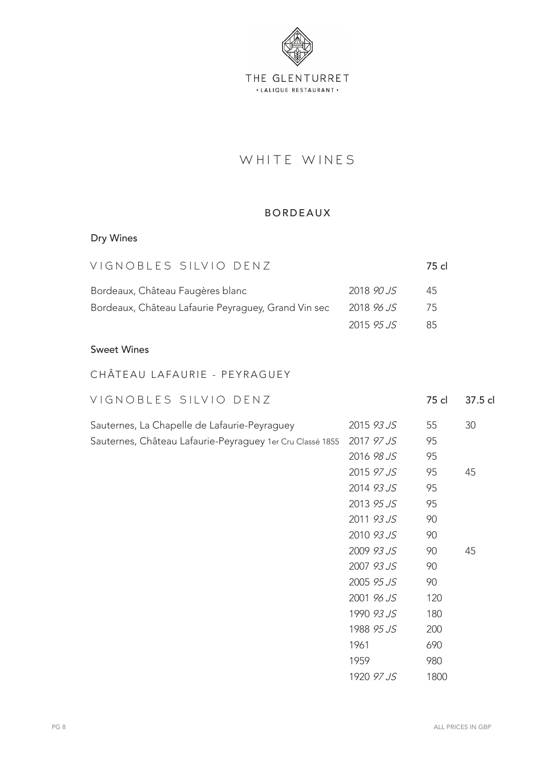THE GLENTURRET
• LALIQUE RESTAURANT •

# WHITE WINES

## BORDEAUX

### Dry Wines

| VIGNOBLES SILVIO DENZ | | 75 cl |
|---|---|---|
| Bordeaux, Château Faugères blanc | 2018 *90 JS* | 45 |
| Bordeaux, Château Lafaurie Peyraguey, Grand Vin sec | 2018 *96 JS* | 75 |
| | 2015 *95 JS* | 85 |

### Sweet Wines

CHÂTEAU LAFAURIE - PEYRAGUEY

| VIGNOBLES SILVIO DENZ | | 75 cl | 37.5 cl |
|---|---|---|---|
| Sauternes, La Chapelle de Lafaurie-Peyraguey | 2015 *93 JS* | 55 | 30 |
| Sauternes, Château Lafaurie-Peyraguey 1er Cru Classé 1855 | 2017 *97 JS* | 95 | |
| | 2016 *98 JS* | 95 | |
| | 2015 *97 JS* | 95 | 45 |
| | 2014 *93 JS* | 95 | |
| | 2013 *95 JS* | 95 | |
| | 2011 *93 JS* | 90 | |
| | 2010 *93 JS* | 90 | |
| | 2009 *93 JS* | 90 | 45 |
| | 2007 *93 JS* | 90 | |
| | 2005 *95 JS* | 90 | |
| | 2001 *96 JS* | 120 | |
| | 1990 *93 JS* | 180 | |
| | 1988 *95 JS* | 200 | |
| | 1961 | 690 | |
| | 1959 | 980 | |
| | 1920 *97 JS* | 1800 | |

ALL PRICES IN GBP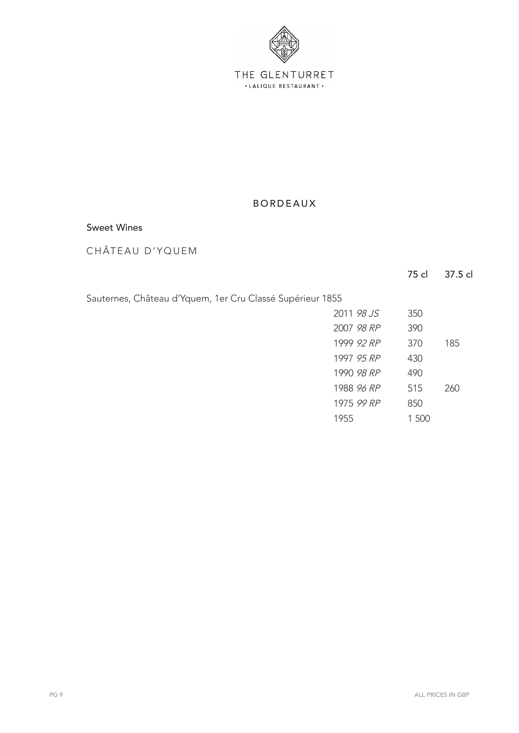THE GLENTURRET
• LALIQUE RESTAURANT •

# BORDEAUX

## Sweet Wines

### CHÂTEAU D'YQUEM

Sauternes, Château d'Yquem, 1er Cru Classé Supérieur 1855

| Vintage | 75 cl | 37.5 cl |
|---|---|---|
| 2011 *98 JS* | 350 | |
| 2007 *98 RP* | 390 | |
| 1999 *92 RP* | 370 | 185 |
| 1997 *95 RP* | 430 | |
| 1990 *98 RP* | 490 | |
| 1988 *96 RP* | 515 | 260 |
| 1975 *99 RP* | 850 | |
| 1955 | 1 500 | |

ALL PRICES IN GBP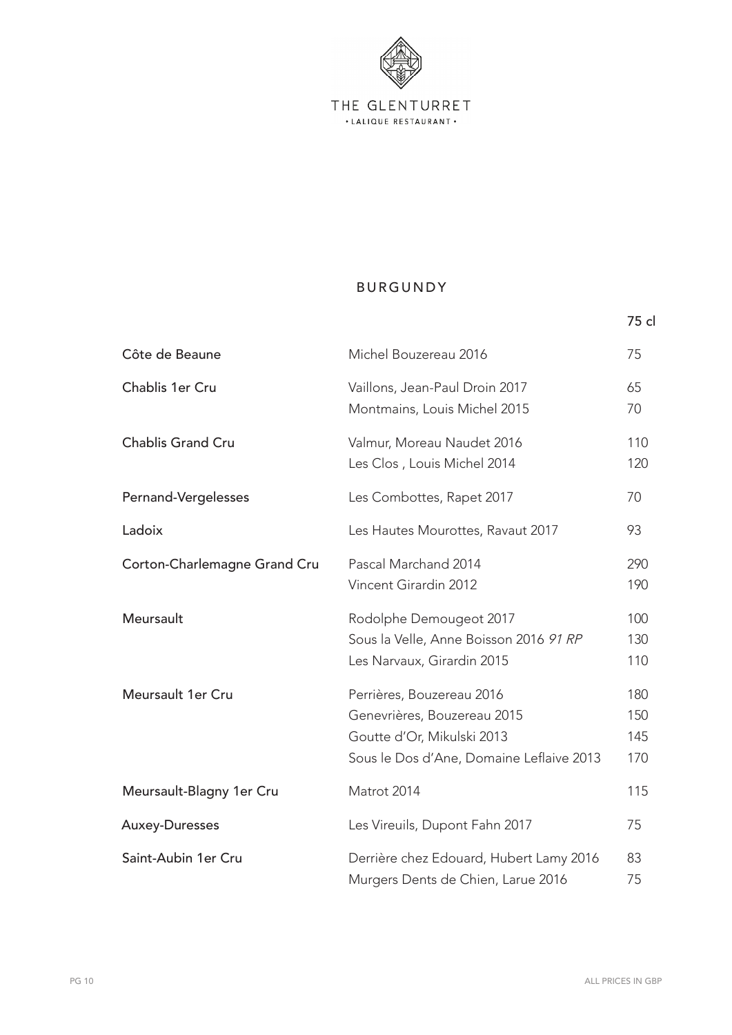THE GLENTURRET

• LALIQUE RESTAURANT •

## BURGUNDY

| | | 75 cl |
|---|---|---|
| Côte de Beaune | Michel Bouzereau 2016 | 75 |
| Chablis 1er Cru | Vaillons, Jean-Paul Droin 2017 | 65 |
| | Montmains, Louis Michel 2015 | 70 |
| Chablis Grand Cru | Valmur, Moreau Naudet 2016 | 110 |
| | Les Clos , Louis Michel 2014 | 120 |
| Pernand-Vergelesses | Les Combottes, Rapet 2017 | 70 |
| Ladoix | Les Hautes Mourottes, Ravaut 2017 | 93 |
| Corton-Charlemagne Grand Cru | Pascal Marchand 2014 | 290 |
| | Vincent Girardin 2012 | 190 |
| Meursault | Rodolphe Demougeot 2017 | 100 |
| | Sous la Velle, Anne Boisson 2016 *91 RP* | 130 |
| | Les Narvaux, Girardin 2015 | 110 |
| Meursault 1er Cru | Perrières, Bouzereau 2016 | 180 |
| | Genevrières, Bouzereau 2015 | 150 |
| | Goutte d'Or, Mikulski 2013 | 145 |
| | Sous le Dos d'Ane, Domaine Leflaive 2013 | 170 |
| Meursault-Blagny 1er Cru | Matrot 2014 | 115 |
| Auxey-Duresses | Les Vireuils, Dupont Fahn 2017 | 75 |
| Saint-Aubin 1er Cru | Derrière chez Edouard, Hubert Lamy 2016 | 83 |
| | Murgers Dents de Chien, Larue 2016 | 75 |

ALL PRICES IN GBP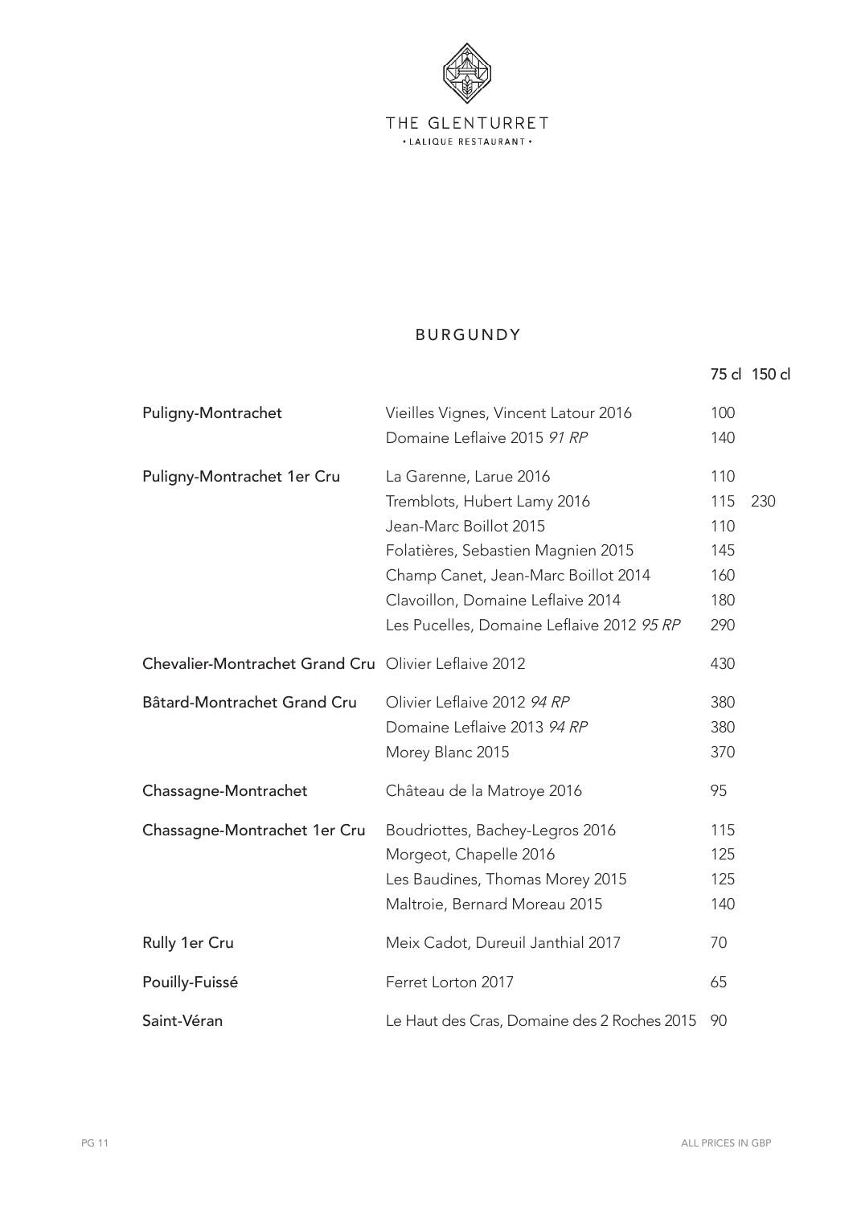THE GLENTURRET

• LALIQUE RESTAURANT •

## BURGUNDY

| | | 75 cl | 150 cl |
|---|---|---|---|
| Puligny-Montrachet | Vieilles Vignes, Vincent Latour 2016 | 100 | |
| | Domaine Leflaive 2015 *91 RP* | 140 | |
| Puligny-Montrachet 1er Cru | La Garenne, Larue 2016 | 110 | |
| | Tremblots, Hubert Lamy 2016 | 115 | 230 |
| | Jean-Marc Boillot 2015 | 110 | |
| | Folatières, Sebastien Magnien 2015 | 145 | |
| | Champ Canet, Jean-Marc Boillot 2014 | 160 | |
| | Clavoillon, Domaine Leflaive 2014 | 180 | |
| | Les Pucelles, Domaine Leflaive 2012 *95 RP* | 290 | |
| Chevalier-Montrachet Grand Cru | Olivier Leflaive 2012 | 430 | |
| Bâtard-Montrachet Grand Cru | Olivier Leflaive 2012 *94 RP* | 380 | |
| | Domaine Leflaive 2013 *94 RP* | 380 | |
| | Morey Blanc 2015 | 370 | |
| Chassagne-Montrachet | Château de la Matroye 2016 | 95 | |
| Chassagne-Montrachet 1er Cru | Boudriottes, Bachey-Legros 2016 | 115 | |
| | Morgeot, Chapelle 2016 | 125 | |
| | Les Baudines, Thomas Morey 2015 | 125 | |
| | Maltroie, Bernard Moreau 2015 | 140 | |
| Rully 1er Cru | Meix Cadot, Dureuil Janthial 2017 | 70 | |
| Pouilly-Fuissé | Ferret Lorton 2017 | 65 | |
| Saint-Véran | Le Haut des Cras, Domaine des 2 Roches 2015 | 90 | |

ALL PRICES IN GBP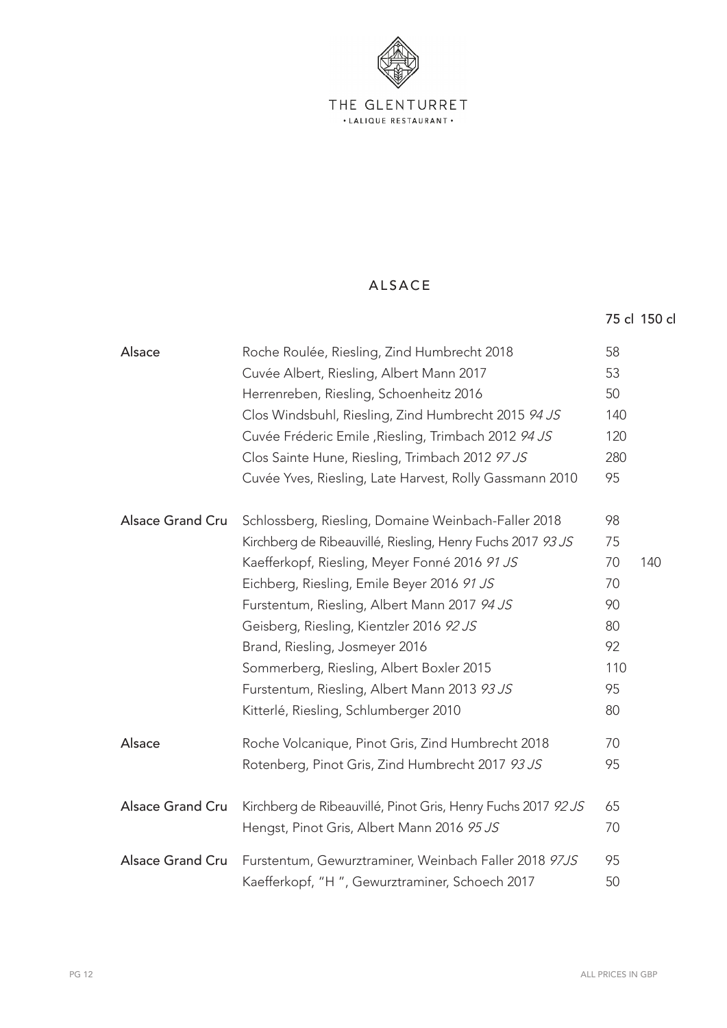THE GLENTURRET
• LALIQUE RESTAURANT •

# ALSACE

| | | 75 cl | 150 cl |
|---|---|---|---|
| Alsace | Roche Roulée, Riesling, Zind Humbrecht 2018 | 58 | |
| | Cuvée Albert, Riesling, Albert Mann 2017 | 53 | |
| | Herrenreben, Riesling, Schoenheitz 2016 | 50 | |
| | Clos Windsbuhl, Riesling, Zind Humbrecht 2015 *94 JS* | 140 | |
| | Cuvée Fréderic Emile ,Riesling, Trimbach 2012 *94 JS* | 120 | |
| | Clos Sainte Hune, Riesling, Trimbach 2012 *97 JS* | 280 | |
| | Cuvée Yves, Riesling, Late Harvest, Rolly Gassmann 2010 | 95 | |
| Alsace Grand Cru | Schlossberg, Riesling, Domaine Weinbach-Faller 2018 | 98 | |
| | Kirchberg de Ribeauvillé, Riesling, Henry Fuchs 2017 *93 JS* | 75 | |
| | Kaefferkopf, Riesling, Meyer Fonné 2016 *91 JS* | 70 | 140 |
| | Eichberg, Riesling, Emile Beyer 2016 *91 JS* | 70 | |
| | Furstentum, Riesling, Albert Mann 2017 *94 JS* | 90 | |
| | Geisberg, Riesling, Kientzler 2016 *92 JS* | 80 | |
| | Brand, Riesling, Josmeyer 2016 | 92 | |
| | Sommerberg, Riesling, Albert Boxler 2015 | 110 | |
| | Furstentum, Riesling, Albert Mann 2013 *93 JS* | 95 | |
| | Kitterlé, Riesling, Schlumberger 2010 | 80 | |
| Alsace | Roche Volcanique, Pinot Gris, Zind Humbrecht 2018 | 70 | |
| | Rotenberg, Pinot Gris, Zind Humbrecht 2017 *93 JS* | 95 | |
| Alsace Grand Cru | Kirchberg de Ribeauvillé, Pinot Gris, Henry Fuchs 2017 *92 JS* | 65 | |
| | Hengst, Pinot Gris, Albert Mann 2016 *95 JS* | 70 | |
| Alsace Grand Cru | Furstentum, Gewurztraminer, Weinbach Faller 2018 *97JS* | 95 | |
| | Kaefferkopf, "H ", Gewurztraminer, Schoech 2017 | 50 | |

ALL PRICES IN GBP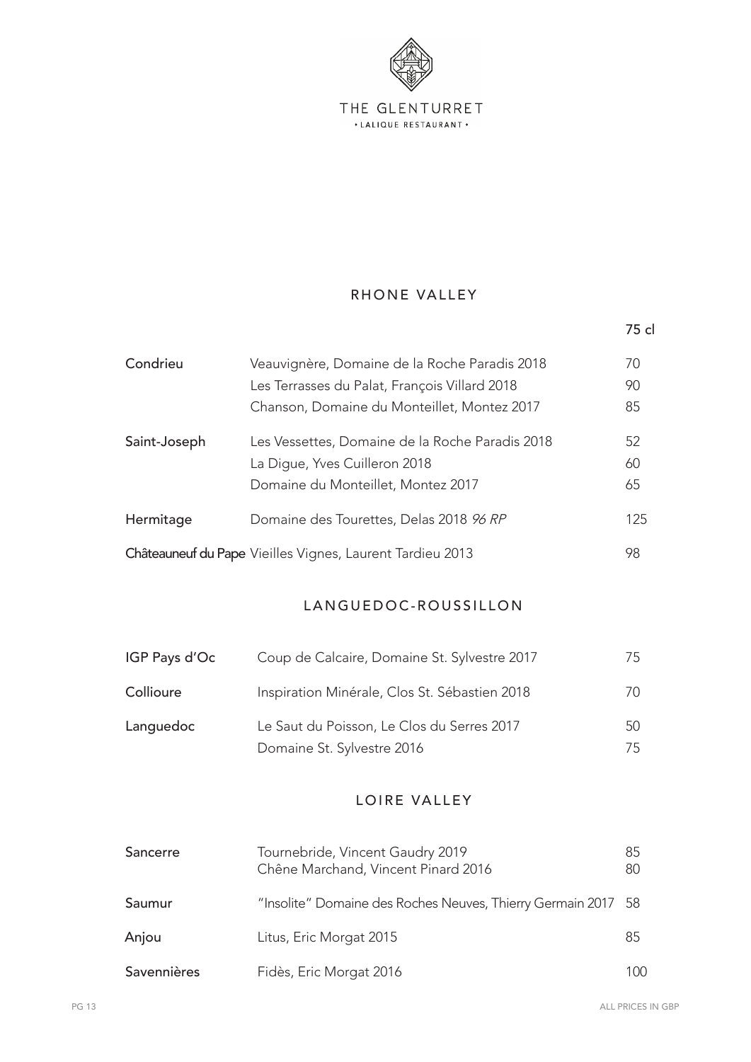THE GLENTURRET
• LALIQUE RESTAURANT •

## RHONE VALLEY

| | | 75 cl |
|---|---|---|
| Condrieu | Veauvignère, Domaine de la Roche Paradis 2018 | 70 |
| | Les Terrasses du Palat, François Villard 2018 | 90 |
| | Chanson, Domaine du Monteillet, Montez 2017 | 85 |
| Saint-Joseph | Les Vessettes, Domaine de la Roche Paradis 2018 | 52 |
| | La Digue, Yves Cuilleron 2018 | 60 |
| | Domaine du Monteillet, Montez 2017 | 65 |
| Hermitage | Domaine des Tourettes, Delas 2018 *96 RP* | 125 |
| Châteauneuf du Pape | Vieilles Vignes, Laurent Tardieu 2013 | 98 |

## LANGUEDOC-ROUSSILLON

| | | |
|---|---|---|
| IGP Pays d'Oc | Coup de Calcaire, Domaine St. Sylvestre 2017 | 75 |
| Collioure | Inspiration Minérale, Clos St. Sébastien 2018 | 70 |
| Languedoc | Le Saut du Poisson, Le Clos du Serres 2017 | 50 |
| | Domaine St. Sylvestre 2016 | 75 |

## LOIRE VALLEY

| | | |
|---|---|---|
| Sancerre | Tournebride, Vincent Gaudry 2019 | 85 |
| | Chêne Marchand, Vincent Pinard 2016 | 80 |
| Saumur | "Insolite" Domaine des Roches Neuves, Thierry Germain 2017 | 58 |
| Anjou | Litus, Eric Morgat 2015 | 85 |
| Savennières | Fidès, Eric Morgat 2016 | 100 |

ALL PRICES IN GBP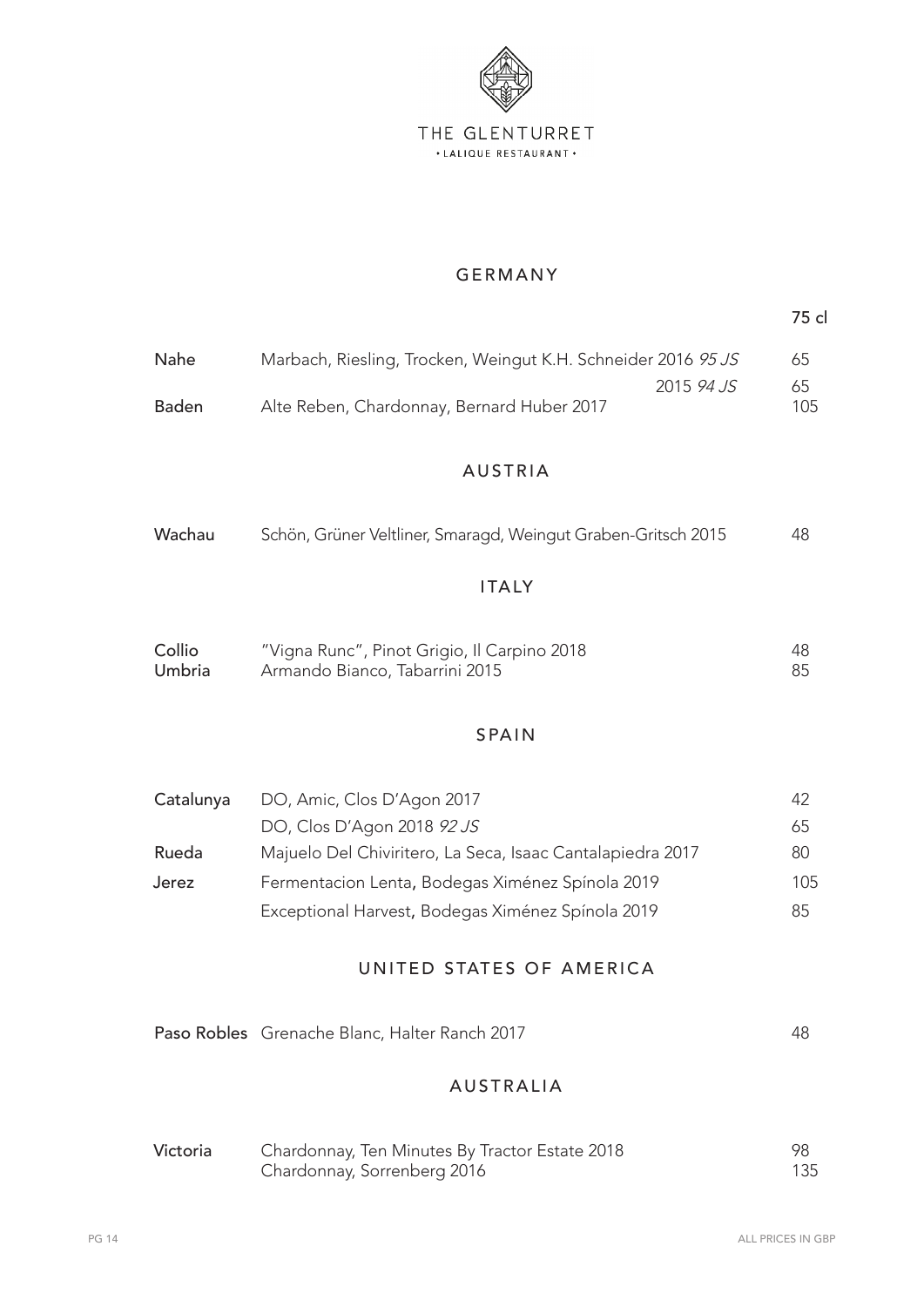THE GLENTURRET

• LALIQUE RESTAURANT •

## GERMANY

| | | 75 cl |
|---|---|---|
| Nahe | Marbach, Riesling, Trocken, Weingut K.H. Schneider 2016 *95 JS* | 65 |
| | 2015 *94 JS* | 65 |
| Baden | Alte Reben, Chardonnay, Bernard Huber 2017 | 105 |

## AUSTRIA

| | | |
|---|---|---|
| Wachau | Schön, Grüner Veltliner, Smaragd, Weingut Graben-Gritsch 2015 | 48 |

## ITALY

| | | |
|---|---|---|
| Collio | "Vigna Runc", Pinot Grigio, Il Carpino 2018 | 48 |
| Umbria | Armando Bianco, Tabarrini 2015 | 85 |

## SPAIN

| | | |
|---|---|---|
| Catalunya | DO, Amic, Clos D'Agon 2017 | 42 |
| | DO, Clos D'Agon 2018 *92 JS* | 65 |
| Rueda | Majuelo Del Chiviritero, La Seca, Isaac Cantalapiedra 2017 | 80 |
| Jerez | Fermentacion Lenta, Bodegas Ximénez Spínola 2019 | 105 |
| | Exceptional Harvest, Bodegas Ximénez Spínola 2019 | 85 |

## UNITED STATES OF AMERICA

| | | |
|---|---|---|
| Paso Robles | Grenache Blanc, Halter Ranch 2017 | 48 |

## AUSTRALIA

| | | |
|---|---|---|
| Victoria | Chardonnay, Ten Minutes By Tractor Estate 2018 | 98 |
| | Chardonnay, Sorrenberg 2016 | 135 |

ALL PRICES IN GBP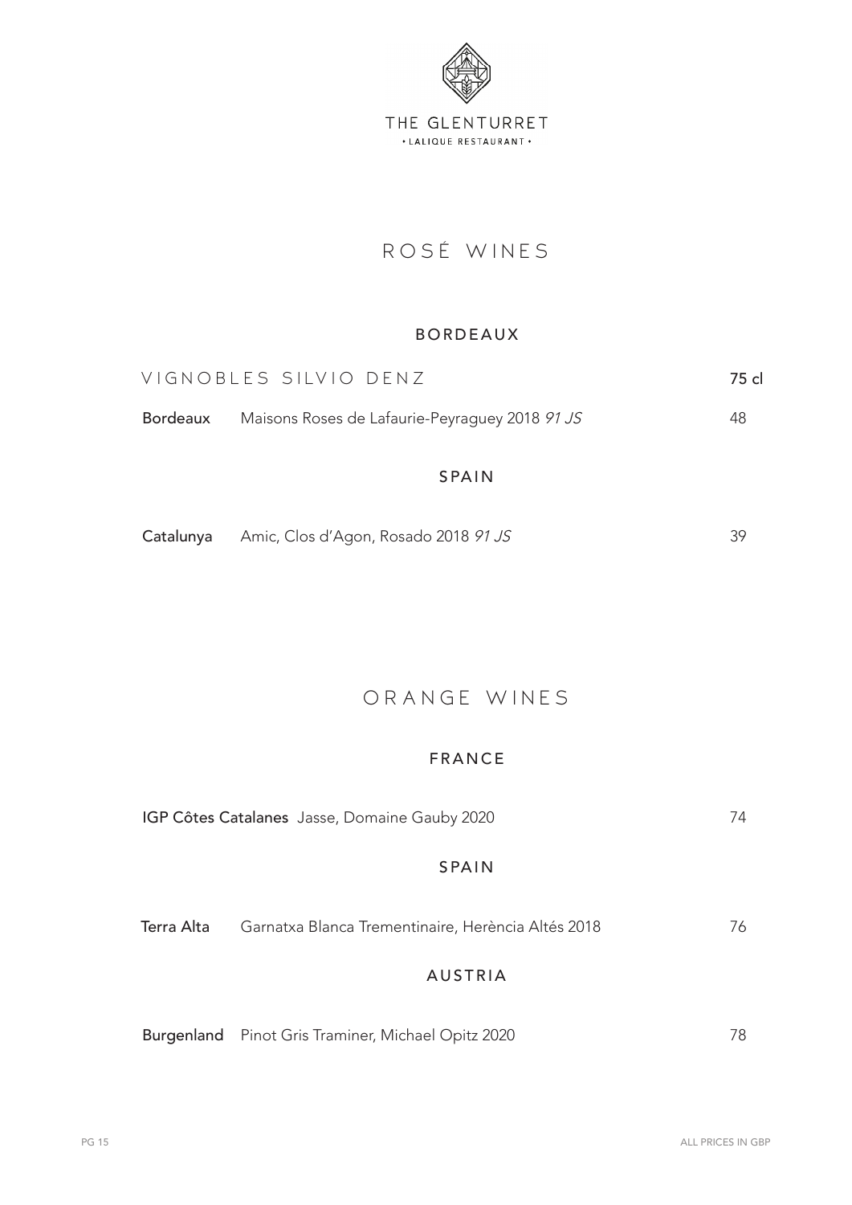THE GLENTURRET
• LALIQUE RESTAURANT •

# ROSÉ WINES

## BORDEAUX

### VIGNOBLES SILVIO DENZ

| | | 75 cl |
|---|---|---|
| **Bordeaux** | Maisons Roses de Lafaurie-Peyraguey 2018 *91 JS* | 48 |

## SPAIN

| | | |
|---|---|---|
| **Catalunya** | Amic, Clos d'Agon, Rosado 2018 *91 JS* | 39 |

# ORANGE WINES

## FRANCE

| | | |
|---|---|---|
| **IGP Côtes Catalanes** | Jasse, Domaine Gauby 2020 | 74 |

## SPAIN

| | | |
|---|---|---|
| **Terra Alta** | Garnatxa Blanca Trementinaire, Herència Altés 2018 | 76 |

## AUSTRIA

| | | |
|---|---|---|
| **Burgenland** | Pinot Gris Traminer, Michael Opitz 2020 | 78 |

ALL PRICES IN GBP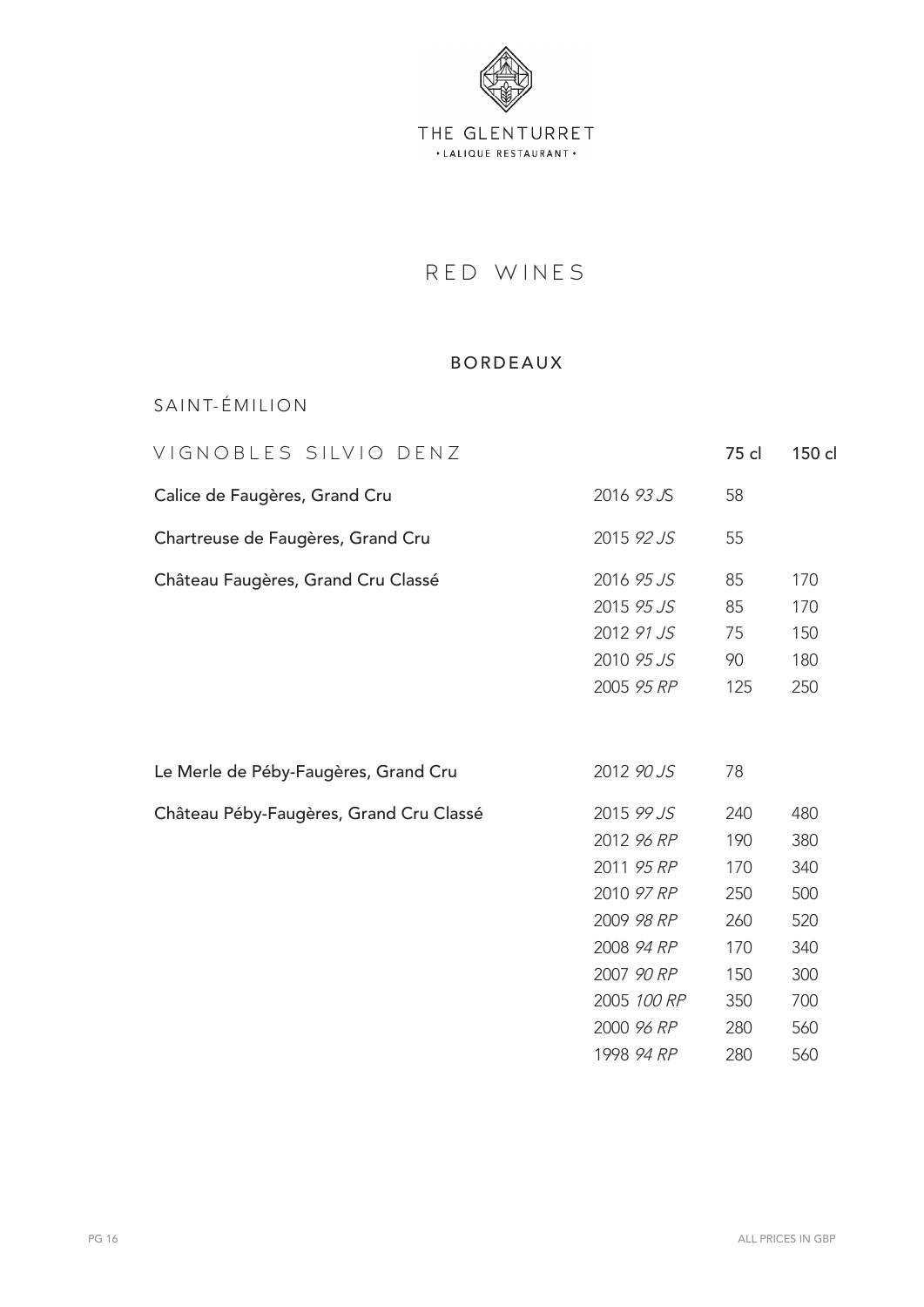THE GLENTURRET
• LALIQUE RESTAURANT •

# RED WINES

## BORDEAUX

### SAINT-ÉMILION

| VIGNOBLES SILVIO DENZ | | 75 cl | 150 cl |
|---|---|---|---|
| Calice de Faugères, Grand Cru | 2016 *93 JS* | 58 | |
| Chartreuse de Faugères, Grand Cru | 2015 *92 JS* | 55 | |
| Château Faugères, Grand Cru Classé | 2016 *95 JS* | 85 | 170 |
| | 2015 *95 JS* | 85 | 170 |
| | 2012 *91 JS* | 75 | 150 |
| | 2010 *95 JS* | 90 | 180 |
| | 2005 *95 RP* | 125 | 250 |
| Le Merle de Péby-Faugères, Grand Cru | 2012 *90 JS* | 78 | |
| Château Péby-Faugères, Grand Cru Classé | 2015 *99 JS* | 240 | 480 |
| | 2012 *96 RP* | 190 | 380 |
| | 2011 *95 RP* | 170 | 340 |
| | 2010 *97 RP* | 250 | 500 |
| | 2009 *98 RP* | 260 | 520 |
| | 2008 *94 RP* | 170 | 340 |
| | 2007 *90 RP* | 150 | 300 |
| | 2005 *100 RP* | 350 | 700 |
| | 2000 *96 RP* | 280 | 560 |
| | 1998 *94 RP* | 280 | 560 |

ALL PRICES IN GBP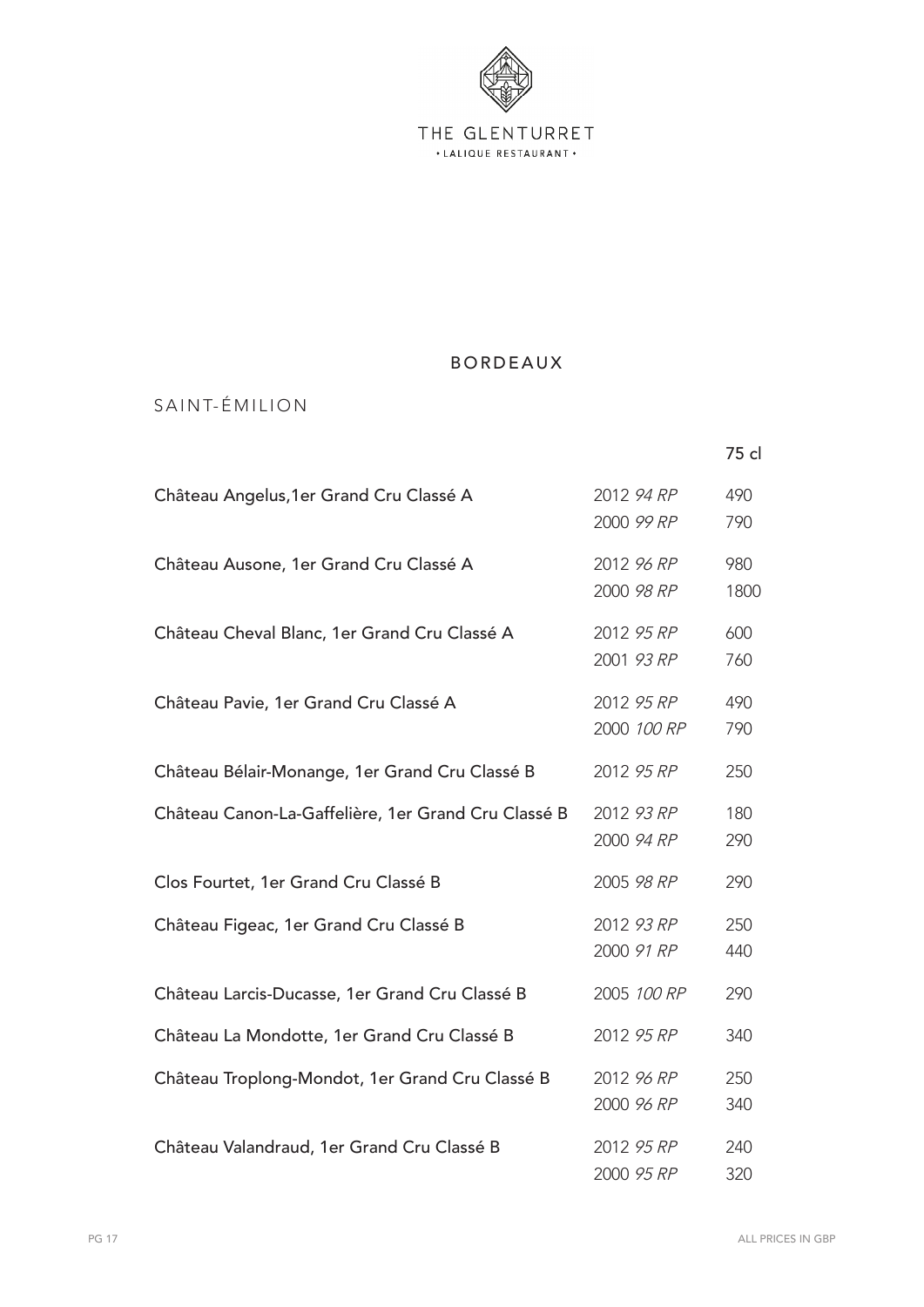THE GLENTURRET
• LALIQUE RESTAURANT •

# BORDEAUX

## SAINT-ÉMILION

| | | 75 cl |
|---|---|---|
| Château Angelus,1er Grand Cru Classé A | 2012 *94 RP* | 490 |
| | 2000 *99 RP* | 790 |
| Château Ausone, 1er Grand Cru Classé A | 2012 *96 RP* | 980 |
| | 2000 *98 RP* | 1800 |
| Château Cheval Blanc, 1er Grand Cru Classé A | 2012 *95 RP* | 600 |
| | 2001 *93 RP* | 760 |
| Château Pavie, 1er Grand Cru Classé A | 2012 *95 RP* | 490 |
| | 2000 *100 RP* | 790 |
| Château Bélair-Monange, 1er Grand Cru Classé B | 2012 *95 RP* | 250 |
| Château Canon-La-Gaffelière, 1er Grand Cru Classé B | 2012 *93 RP* | 180 |
| | 2000 *94 RP* | 290 |
| Clos Fourtet, 1er Grand Cru Classé B | 2005 *98 RP* | 290 |
| Château Figeac, 1er Grand Cru Classé B | 2012 *93 RP* | 250 |
| | 2000 *91 RP* | 440 |
| Château Larcis-Ducasse, 1er Grand Cru Classé B | 2005 *100 RP* | 290 |
| Château La Mondotte, 1er Grand Cru Classé B | 2012 *95 RP* | 340 |
| Château Troplong-Mondot, 1er Grand Cru Classé B | 2012 *96 RP* | 250 |
| | 2000 *96 RP* | 340 |
| Château Valandraud, 1er Grand Cru Classé B | 2012 *95 RP* | 240 |
| | 2000 *95 RP* | 320 |

ALL PRICES IN GBP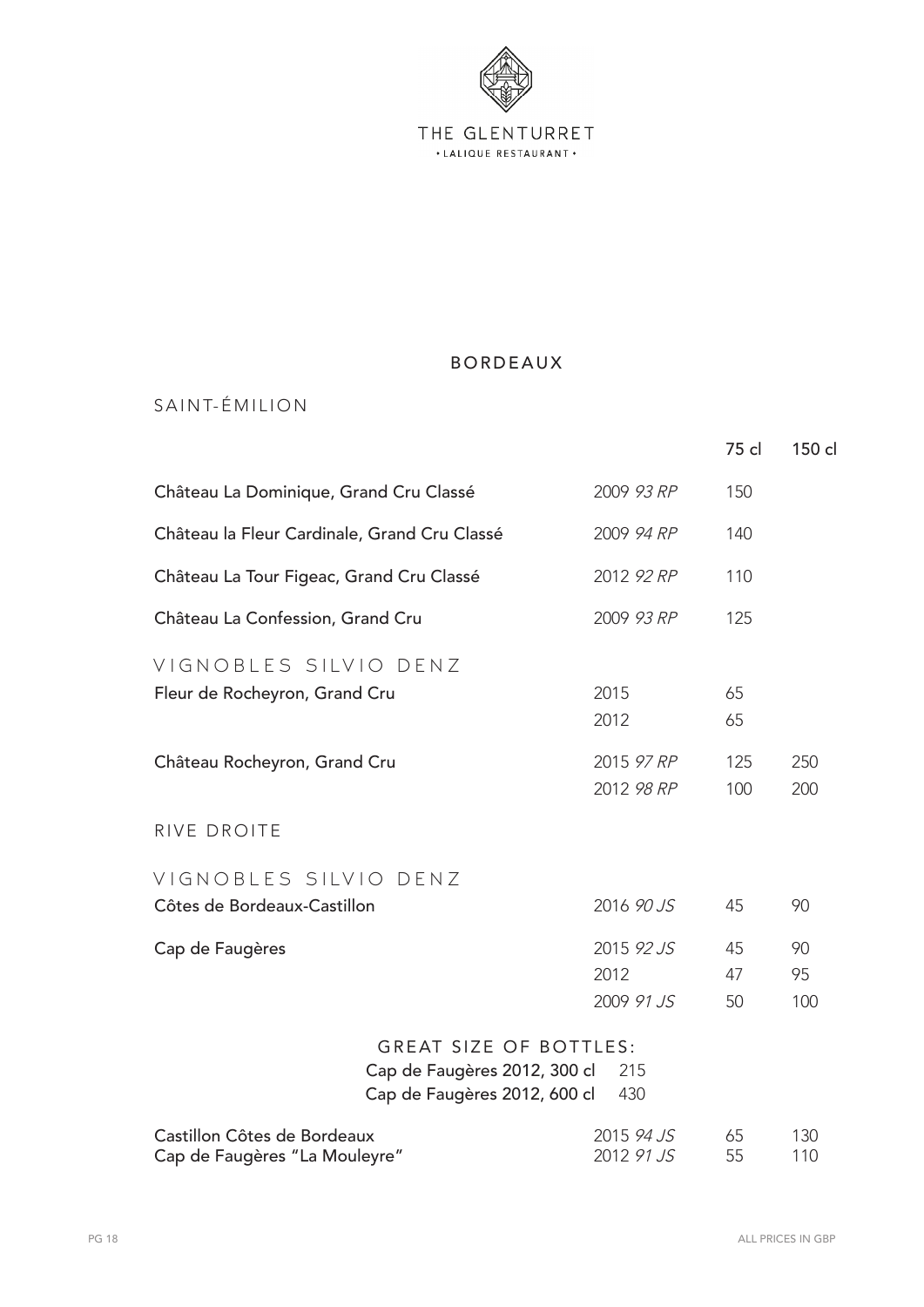THE GLENTURRET
• LALIQUE RESTAURANT •

# BORDEAUX

## SAINT-ÉMILION

| | | 75 cl | 150 cl |
|---|---|---|---|
| Château La Dominique, Grand Cru Classé | 2009 *93 RP* | 150 | |
| Château la Fleur Cardinale, Grand Cru Classé | 2009 *94 RP* | 140 | |
| Château La Tour Figeac, Grand Cru Classé | 2012 *92 RP* | 110 | |
| Château La Confession, Grand Cru | 2009 *93 RP* | 125 | |

### VIGNOBLES SILVIO DENZ

| | | 75 cl | 150 cl |
|---|---|---|---|
| Fleur de Rocheyron, Grand Cru | 2015 | 65 | |
| | 2012 | 65 | |
| Château Rocheyron, Grand Cru | 2015 *97 RP* | 125 | 250 |
| | 2012 *98 RP* | 100 | 200 |

## RIVE DROITE

### VIGNOBLES SILVIO DENZ

| | | 75 cl | 150 cl |
|---|---|---|---|
| Côtes de Bordeaux-Castillon | 2016 *90 JS* | 45 | 90 |
| Cap de Faugères | 2015 *92 JS* | 45 | 90 |
| | 2012 | 47 | 95 |
| | 2009 *91 JS* | 50 | 100 |

GREAT SIZE OF BOTTLES:

Cap de Faugères 2012, 300 cl 215

Cap de Faugères 2012, 600 cl 430

| | | 75 cl | 150 cl |
|---|---|---|---|
| Castillon Côtes de Bordeaux | 2015 *94 JS* | 65 | 130 |
| Cap de Faugères "La Mouleyre" | 2012 *91 JS* | 55 | 110 |

ALL PRICES IN GBP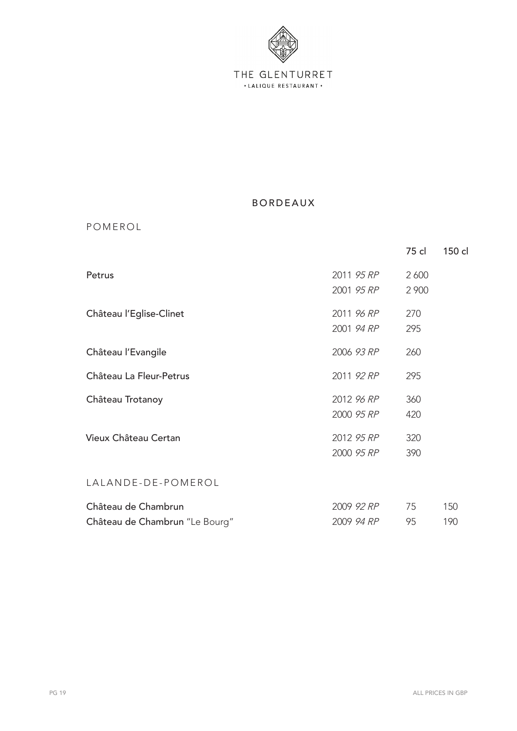THE GLENTURRET
• LALIQUE RESTAURANT •

# BORDEAUX

## POMEROL

| | | 75 cl | 150 cl |
|---|---|---|---|
| Petrus | 2011 *95 RP* | 2 600 | |
| | 2001 *95 RP* | 2 900 | |
| Château l'Eglise-Clinet | 2011 *96 RP* | 270 | |
| | 2001 *94 RP* | 295 | |
| Château l'Evangile | 2006 *93 RP* | 260 | |
| Château La Fleur-Petrus | 2011 *92 RP* | 295 | |
| Château Trotanoy | 2012 *96 RP* | 360 | |
| | 2000 *95 RP* | 420 | |
| Vieux Château Certan | 2012 *95 RP* | 320 | |
| | 2000 *95 RP* | 390 | |

## LALANDE-DE-POMEROL

| | | 75 cl | 150 cl |
|---|---|---|---|
| Château de Chambrun | 2009 *92 RP* | 75 | 150 |
| Château de Chambrun "Le Bourg" | 2009 *94 RP* | 95 | 190 |

ALL PRICES IN GBP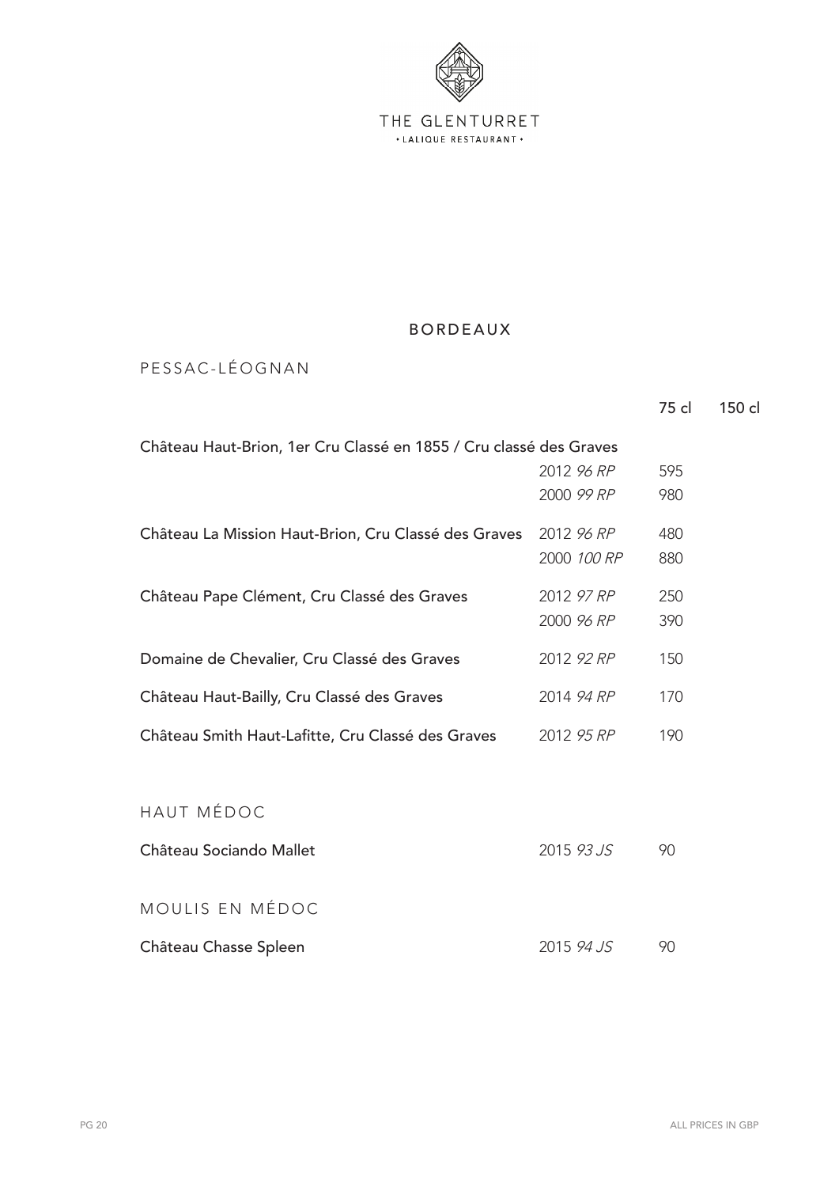THE GLENTURRET

• LALIQUE RESTAURANT •

# BORDEAUX

## PESSAC-LÉOGNAN

| | | 75 cl | 150 cl |
|---|---|---|---|
| Château Haut-Brion, 1er Cru Classé en 1855 / Cru classé des Graves | | | |
| | 2012 *96 RP* | 595 | |
| | 2000 *99 RP* | 980 | |
| Château La Mission Haut-Brion, Cru Classé des Graves | 2012 *96 RP* | 480 | |
| | 2000 *100 RP* | 880 | |
| Château Pape Clément, Cru Classé des Graves | 2012 *97 RP* | 250 | |
| | 2000 *96 RP* | 390 | |
| Domaine de Chevalier, Cru Classé des Graves | 2012 *92 RP* | 150 | |
| Château Haut-Bailly, Cru Classé des Graves | 2014 *94 RP* | 170 | |
| Château Smith Haut-Lafitte, Cru Classé des Graves | 2012 *95 RP* | 190 | |

## HAUT MÉDOC

| | | | |
|---|---|---|---|
| Château Sociando Mallet | 2015 *93 JS* | 90 | |

## MOULIS EN MÉDOC

| | | | |
|---|---|---|---|
| Château Chasse Spleen | 2015 *94 JS* | 90 | |

ALL PRICES IN GBP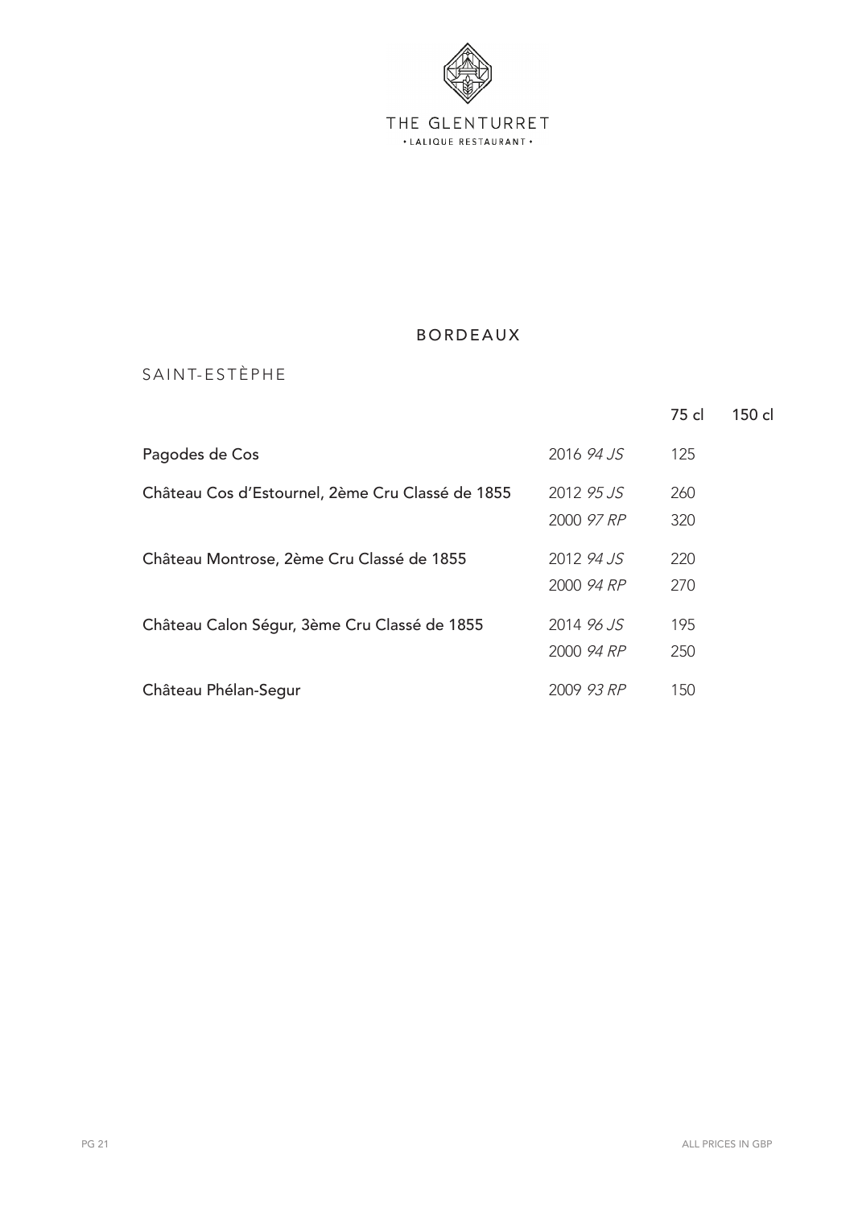THE GLENTURRET
• LALIQUE RESTAURANT •

# BORDEAUX

## SAINT-ESTÈPHE

| | | 75 cl | 150 cl |
|---|---|---|---|
| Pagodes de Cos | 2016 *94 JS* | 125 | |
| Château Cos d'Estournel, 2ème Cru Classé de 1855 | 2012 *95 JS* | 260 | |
| | 2000 *97 RP* | 320 | |
| Château Montrose, 2ème Cru Classé de 1855 | 2012 *94 JS* | 220 | |
| | 2000 *94 RP* | 270 | |
| Château Calon Ségur, 3ème Cru Classé de 1855 | 2014 *96 JS* | 195 | |
| | 2000 *94 RP* | 250 | |
| Château Phélan-Segur | 2009 *93 RP* | 150 | |

ALL PRICES IN GBP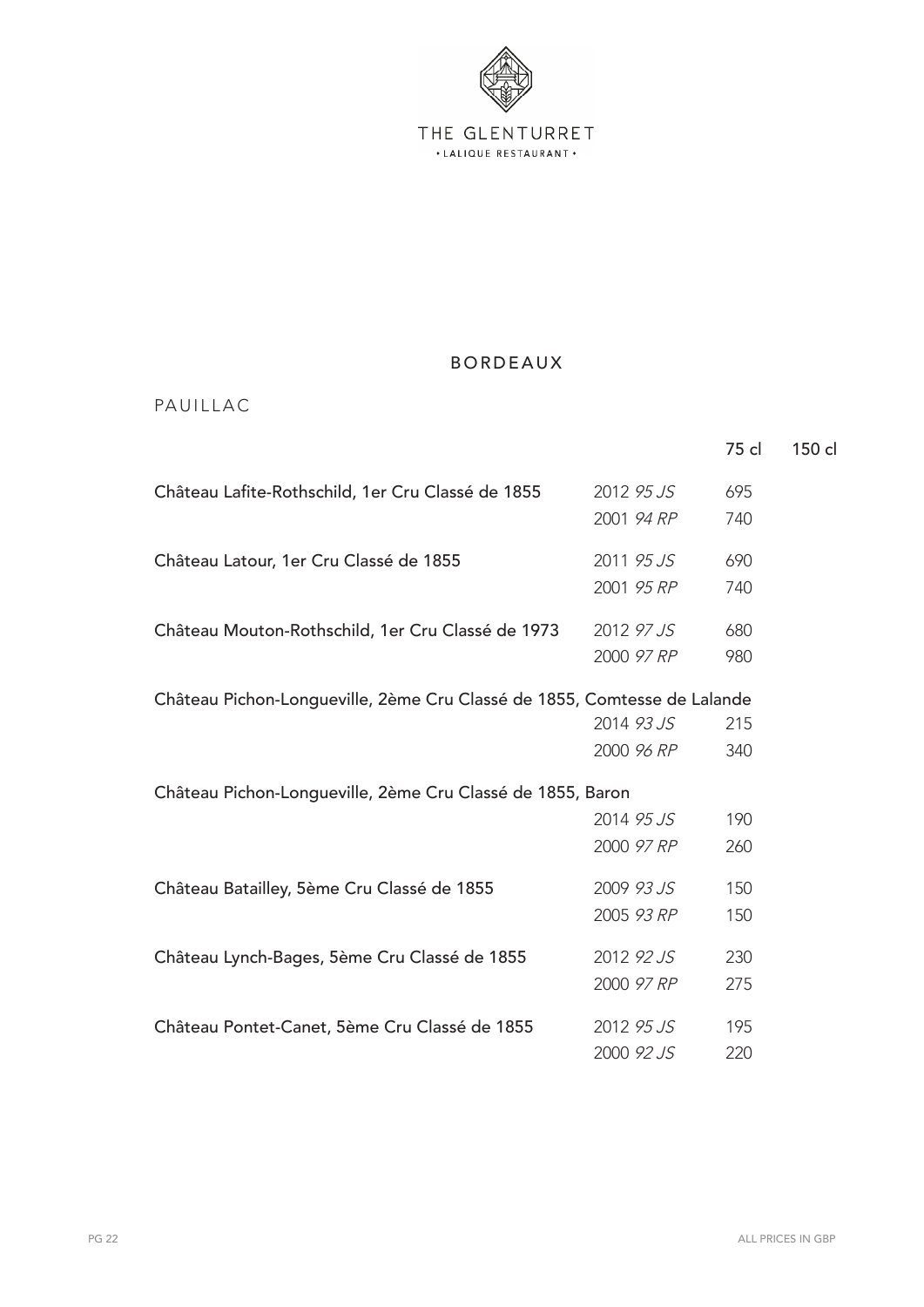THE GLENTURRET
• LALIQUE RESTAURANT •

# BORDEAUX

## PAUILLAC

| Wine | Vintage | 75 cl | 150 cl |
|---|---|---|---|
| Château Lafite-Rothschild, 1er Cru Classé de 1855 | 2012 *95 JS* | 695 | |
| | 2001 *94 RP* | 740 | |
| Château Latour, 1er Cru Classé de 1855 | 2011 *95 JS* | 690 | |
| | 2001 *95 RP* | 740 | |
| Château Mouton-Rothschild, 1er Cru Classé de 1973 | 2012 *97 JS* | 680 | |
| | 2000 *97 RP* | 980 | |
| Château Pichon-Longueville, 2ème Cru Classé de 1855, Comtesse de Lalande | 2014 *93 JS* | 215 | |
| | 2000 *96 RP* | 340 | |
| Château Pichon-Longueville, 2ème Cru Classé de 1855, Baron | 2014 *95 JS* | 190 | |
| | 2000 *97 RP* | 260 | |
| Château Batailley, 5ème Cru Classé de 1855 | 2009 *93 JS* | 150 | |
| | 2005 *93 RP* | 150 | |
| Château Lynch-Bages, 5ème Cru Classé de 1855 | 2012 *92 JS* | 230 | |
| | 2000 *97 RP* | 275 | |
| Château Pontet-Canet, 5ème Cru Classé de 1855 | 2012 *95 JS* | 195 | |
| | 2000 *92 JS* | 220 | |

ALL PRICES IN GBP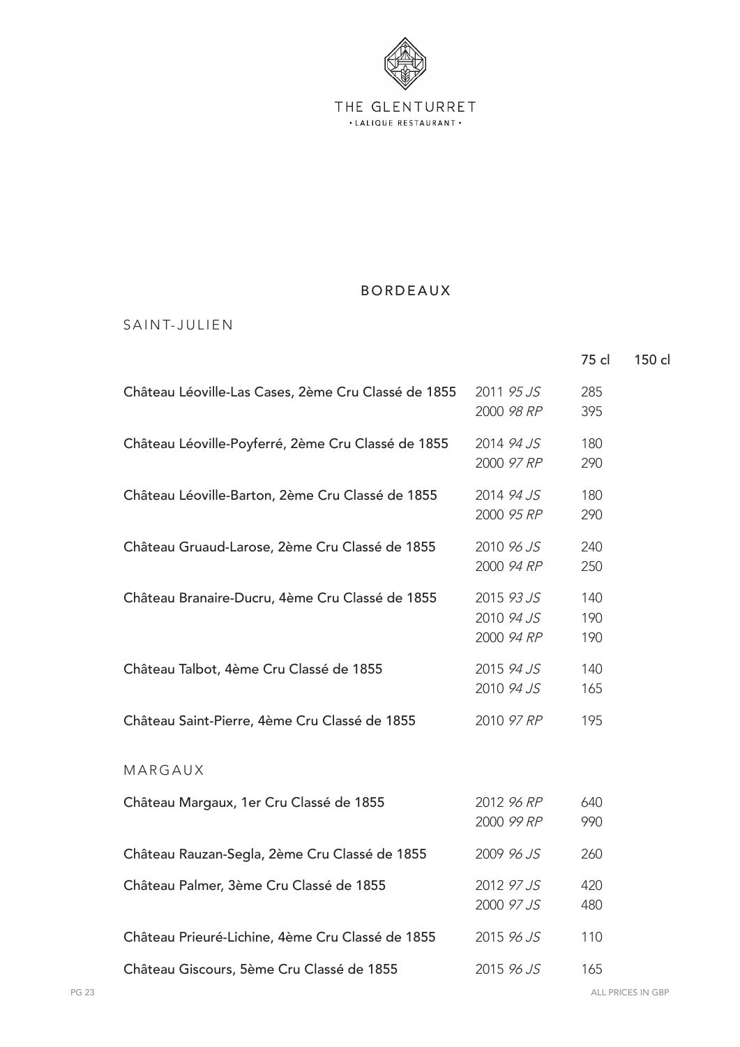THE GLENTURRET

• LALIQUE RESTAURANT •

# BORDEAUX

## SAINT-JULIEN

| | | 75 cl | 150 cl |
|---|---|---|---|
| Château Léoville-Las Cases, 2ème Cru Classé de 1855 | 2011 *95 JS* | 285 | |
| | 2000 *98 RP* | 395 | |
| Château Léoville-Poyferré, 2ème Cru Classé de 1855 | 2014 *94 JS* | 180 | |
| | 2000 *97 RP* | 290 | |
| Château Léoville-Barton, 2ème Cru Classé de 1855 | 2014 *94 JS* | 180 | |
| | 2000 *95 RP* | 290 | |
| Château Gruaud-Larose, 2ème Cru Classé de 1855 | 2010 *96 JS* | 240 | |
| | 2000 *94 RP* | 250 | |
| Château Branaire-Ducru, 4ème Cru Classé de 1855 | 2015 *93 JS* | 140 | |
| | 2010 *94 JS* | 190 | |
| | 2000 *94 RP* | 190 | |
| Château Talbot, 4ème Cru Classé de 1855 | 2015 *94 JS* | 140 | |
| | 2010 *94 JS* | 165 | |
| Château Saint-Pierre, 4ème Cru Classé de 1855 | 2010 *97 RP* | 195 | |

## MARGAUX

| | | 75 cl | 150 cl |
|---|---|---|---|
| Château Margaux, 1er Cru Classé de 1855 | 2012 *96 RP* | 640 | |
| | 2000 *99 RP* | 990 | |
| Château Rauzan-Segla, 2ème Cru Classé de 1855 | 2009 *96 JS* | 260 | |
| Château Palmer, 3ème Cru Classé de 1855 | 2012 *97 JS* | 420 | |
| | 2000 *97 JS* | 480 | |
| Château Prieuré-Lichine, 4ème Cru Classé de 1855 | 2015 *96 JS* | 110 | |
| Château Giscours, 5ème Cru Classé de 1855 | 2015 *96 JS* | 165 | |

ALL PRICES IN GBP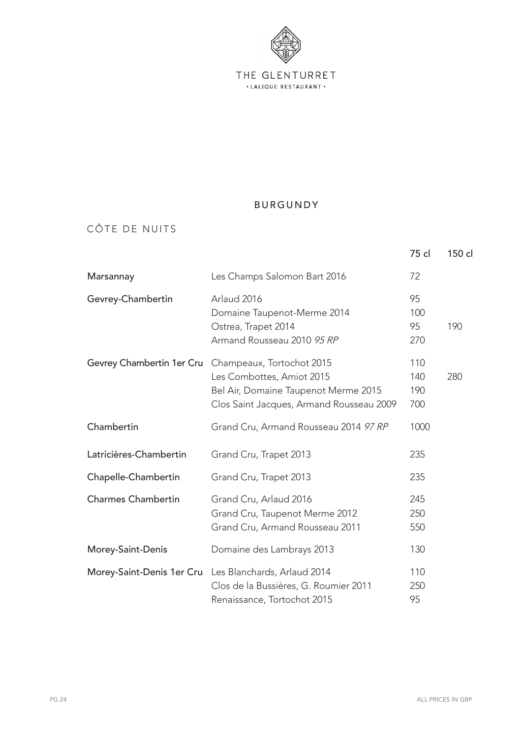THE GLENTURRET
• LALIQUE RESTAURANT •

# BURGUNDY

## CÔTE DE NUITS

| | | 75 cl | 150 cl |
|---|---|---|---|
| **Marsannay** | Les Champs Salomon Bart 2016 | 72 | |
| **Gevrey-Chambertin** | Arlaud 2016 | 95 | |
| | Domaine Taupenot-Merme 2014 | 100 | |
| | Ostrea, Trapet 2014 | 95 | 190 |
| | Armand Rousseau 2010 *95 RP* | 270 | |
| **Gevrey Chambertin 1er Cru** | Champeaux, Tortochot 2015 | 110 | |
| | Les Combottes, Amiot 2015 | 140 | 280 |
| | Bel Air, Domaine Taupenot Merme 2015 | 190 | |
| | Clos Saint Jacques, Armand Rousseau 2009 | 700 | |
| **Chambertin** | Grand Cru, Armand Rousseau 2014 *97 RP* | 1000 | |
| **Latricières-Chambertin** | Grand Cru, Trapet 2013 | 235 | |
| **Chapelle-Chambertin** | Grand Cru, Trapet 2013 | 235 | |
| **Charmes Chambertin** | Grand Cru, Arlaud 2016 | 245 | |
| | Grand Cru, Taupenot Merme 2012 | 250 | |
| | Grand Cru, Armand Rousseau 2011 | 550 | |
| **Morey-Saint-Denis** | Domaine des Lambrays 2013 | 130 | |
| **Morey-Saint-Denis 1er Cru** | Les Blanchards, Arlaud 2014 | 110 | |
| | Clos de la Bussières, G. Roumier 2011 | 250 | |
| | Renaissance, Tortochot 2015 | 95 | |

ALL PRICES IN GBP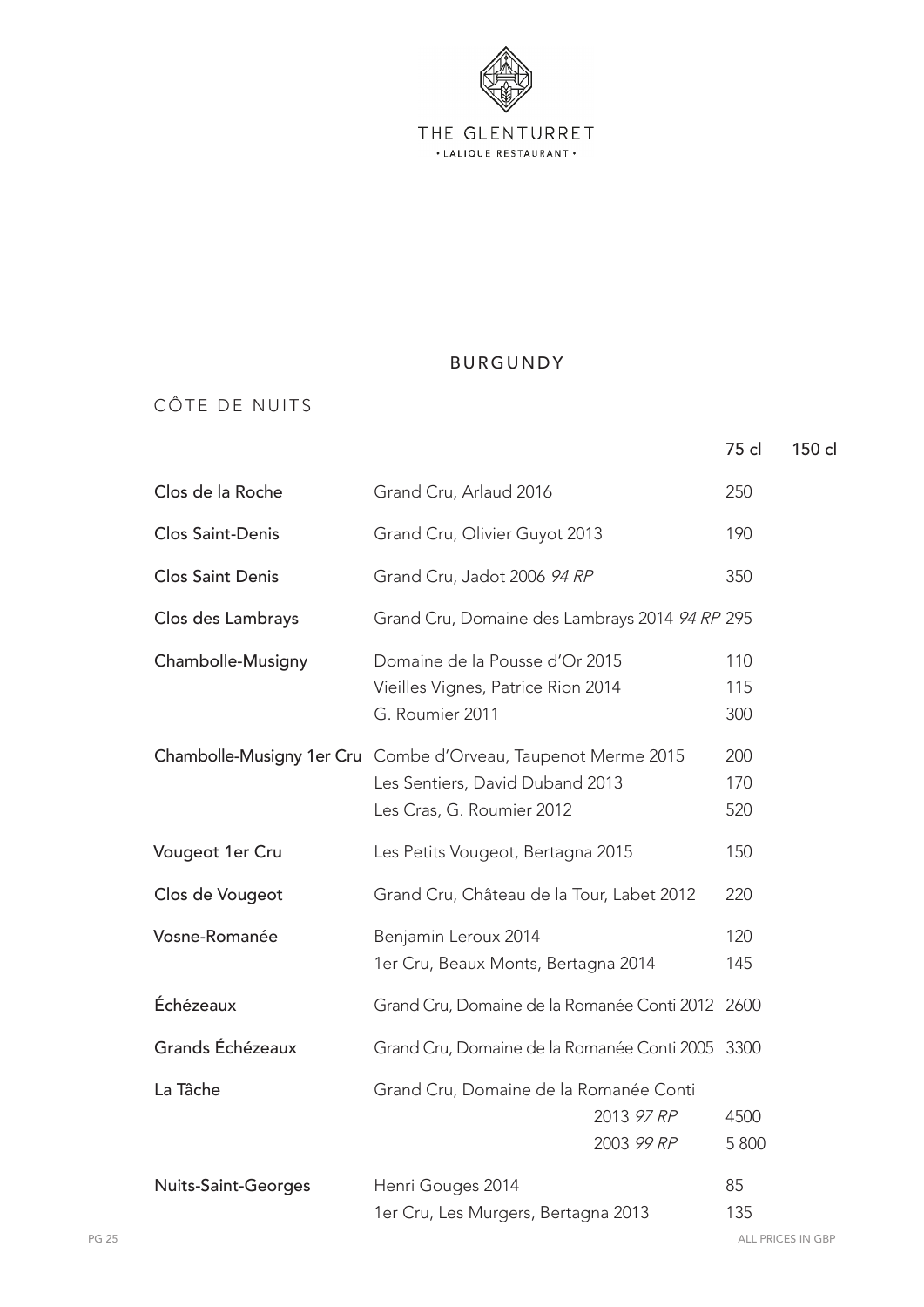THE GLENTURRET
• LALIQUE RESTAURANT •

# BURGUNDY

## CÔTE DE NUITS

| | | 75 cl | 150 cl |
|---|---|---|---|
| **Clos de la Roche** | Grand Cru, Arlaud 2016 | 250 | |
| **Clos Saint-Denis** | Grand Cru, Olivier Guyot 2013 | 190 | |
| **Clos Saint Denis** | Grand Cru, Jadot 2006 *94 RP* | 350 | |
| **Clos des Lambrays** | Grand Cru, Domaine des Lambrays 2014 *94 RP* | 295 | |
| **Chambolle-Musigny** | Domaine de la Pousse d'Or 2015 | 110 | |
| | Vieilles Vignes, Patrice Rion 2014 | 115 | |
| | G. Roumier 2011 | 300 | |
| **Chambolle-Musigny 1er Cru** | Combe d'Orveau, Taupenot Merme 2015 | 200 | |
| | Les Sentiers, David Duband 2013 | 170 | |
| | Les Cras, G. Roumier 2012 | 520 | |
| **Vougeot 1er Cru** | Les Petits Vougeot, Bertagna 2015 | 150 | |
| **Clos de Vougeot** | Grand Cru, Château de la Tour, Labet 2012 | 220 | |
| **Vosne-Romanée** | Benjamin Leroux 2014 | 120 | |
| | 1er Cru, Beaux Monts, Bertagna 2014 | 145 | |
| **Échézeaux** | Grand Cru, Domaine de la Romanée Conti 2012 | 2600 | |
| **Grands Échézeaux** | Grand Cru, Domaine de la Romanée Conti 2005 | 3300 | |
| **La Tâche** | Grand Cru, Domaine de la Romanée Conti | | |
| | 2013 *97 RP* | 4500 | |
| | 2003 *99 RP* | 5 800 | |
| **Nuits-Saint-Georges** | Henri Gouges 2014 | 85 | |
| | 1er Cru, Les Murgers, Bertagna 2013 | 135 | |

ALL PRICES IN GBP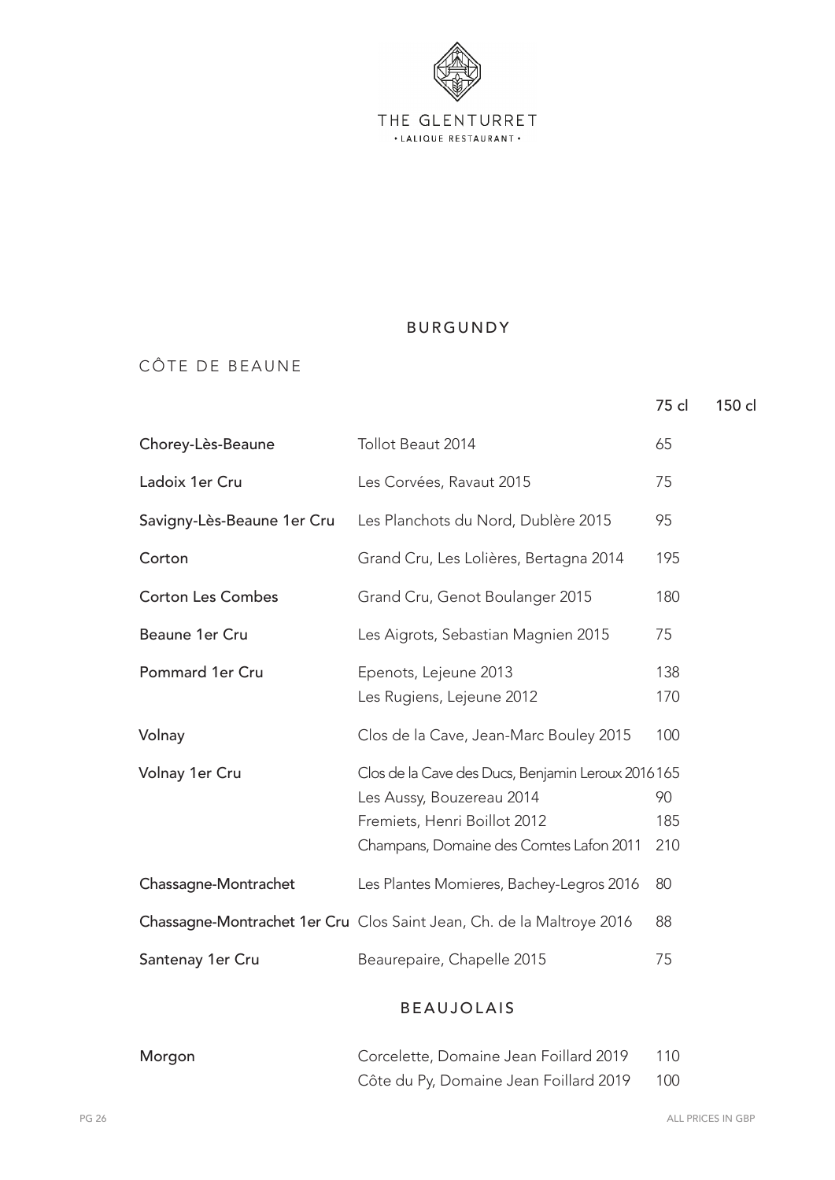THE GLENTURRET
• LALIQUE RESTAURANT •

# BURGUNDY

## CÔTE DE BEAUNE

| | | 75 cl | 150 cl |
|---|---|---|---|
| Chorey-Lès-Beaune | Tollot Beaut 2014 | 65 | |
| Ladoix 1er Cru | Les Corvées, Ravaut 2015 | 75 | |
| Savigny-Lès-Beaune 1er Cru | Les Planchots du Nord, Dublère 2015 | 95 | |
| Corton | Grand Cru, Les Lolières, Bertagna 2014 | 195 | |
| Corton Les Combes | Grand Cru, Genot Boulanger 2015 | 180 | |
| Beaune 1er Cru | Les Aigrots, Sebastian Magnien 2015 | 75 | |
| Pommard 1er Cru | Epenots, Lejeune 2013 | 138 | |
| | Les Rugiens, Lejeune 2012 | 170 | |
| Volnay | Clos de la Cave, Jean-Marc Bouley 2015 | 100 | |
| Volnay 1er Cru | Clos de la Cave des Ducs, Benjamin Leroux 2016 | 165 | |
| | Les Aussy, Bouzereau 2014 | 90 | |
| | Fremiets, Henri Boillot 2012 | 185 | |
| | Champans, Domaine des Comtes Lafon 2011 | 210 | |
| Chassagne-Montrachet | Les Plantes Momieres, Bachey-Legros 2016 | 80 | |
| Chassagne-Montrachet 1er Cru | Clos Saint Jean, Ch. de la Maltroye 2016 | 88 | |
| Santenay 1er Cru | Beaurepaire, Chapelle 2015 | 75 | |

# BEAUJOLAIS

| | | 75 cl | 150 cl |
|---|---|---|---|
| Morgon | Corcelette, Domaine Jean Foillard 2019 | 110 | |
| | Côte du Py, Domaine Jean Foillard 2019 | 100 | |

ALL PRICES IN GBP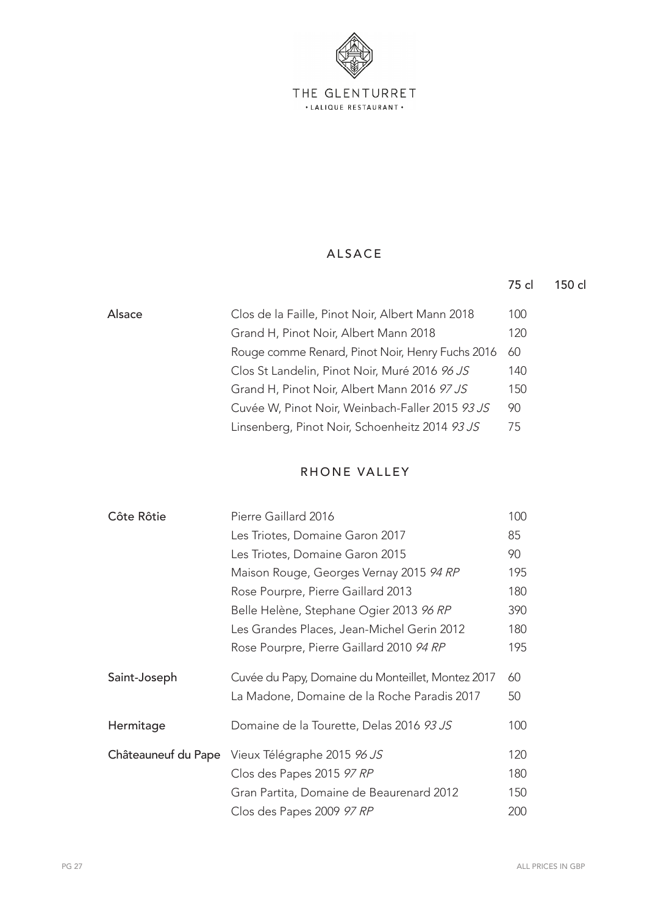THE GLENTURRET
• LALIQUE RESTAURANT •

## ALSACE

| | | 75 cl | 150 cl |
|---|---|---|---|
| Alsace | Clos de la Faille, Pinot Noir, Albert Mann 2018 | 100 | |
| | Grand H, Pinot Noir, Albert Mann 2018 | 120 | |
| | Rouge comme Renard, Pinot Noir, Henry Fuchs 2016 | 60 | |
| | Clos St Landelin, Pinot Noir, Muré 2016 *96 JS* | 140 | |
| | Grand H, Pinot Noir, Albert Mann 2016 *97 JS* | 150 | |
| | Cuvée W, Pinot Noir, Weinbach-Faller 2015 *93 JS* | 90 | |
| | Linsenberg, Pinot Noir, Schoenheitz 2014 *93 JS* | 75 | |

## RHONE VALLEY

| | | 75 cl | 150 cl |
|---|---|---|---|
| Côte Rôtie | Pierre Gaillard 2016 | 100 | |
| | Les Triotes, Domaine Garon 2017 | 85 | |
| | Les Triotes, Domaine Garon 2015 | 90 | |
| | Maison Rouge, Georges Vernay 2015 *94 RP* | 195 | |
| | Rose Pourpre, Pierre Gaillard 2013 | 180 | |
| | Belle Helène, Stephane Ogier 2013 *96 RP* | 390 | |
| | Les Grandes Places, Jean-Michel Gerin 2012 | 180 | |
| | Rose Pourpre, Pierre Gaillard 2010 *94 RP* | 195 | |
| Saint-Joseph | Cuvée du Papy, Domaine du Monteillet, Montez 2017 | 60 | |
| | La Madone, Domaine de la Roche Paradis 2017 | 50 | |
| Hermitage | Domaine de la Tourette, Delas 2016 *93 JS* | 100 | |
| Châteauneuf du Pape | Vieux Télégraphe 2015 *96 JS* | 120 | |
| | Clos des Papes 2015 *97 RP* | 180 | |
| | Gran Partita, Domaine de Beaurenard 2012 | 150 | |
| | Clos des Papes 2009 *97 RP* | 200 | |

ALL PRICES IN GBP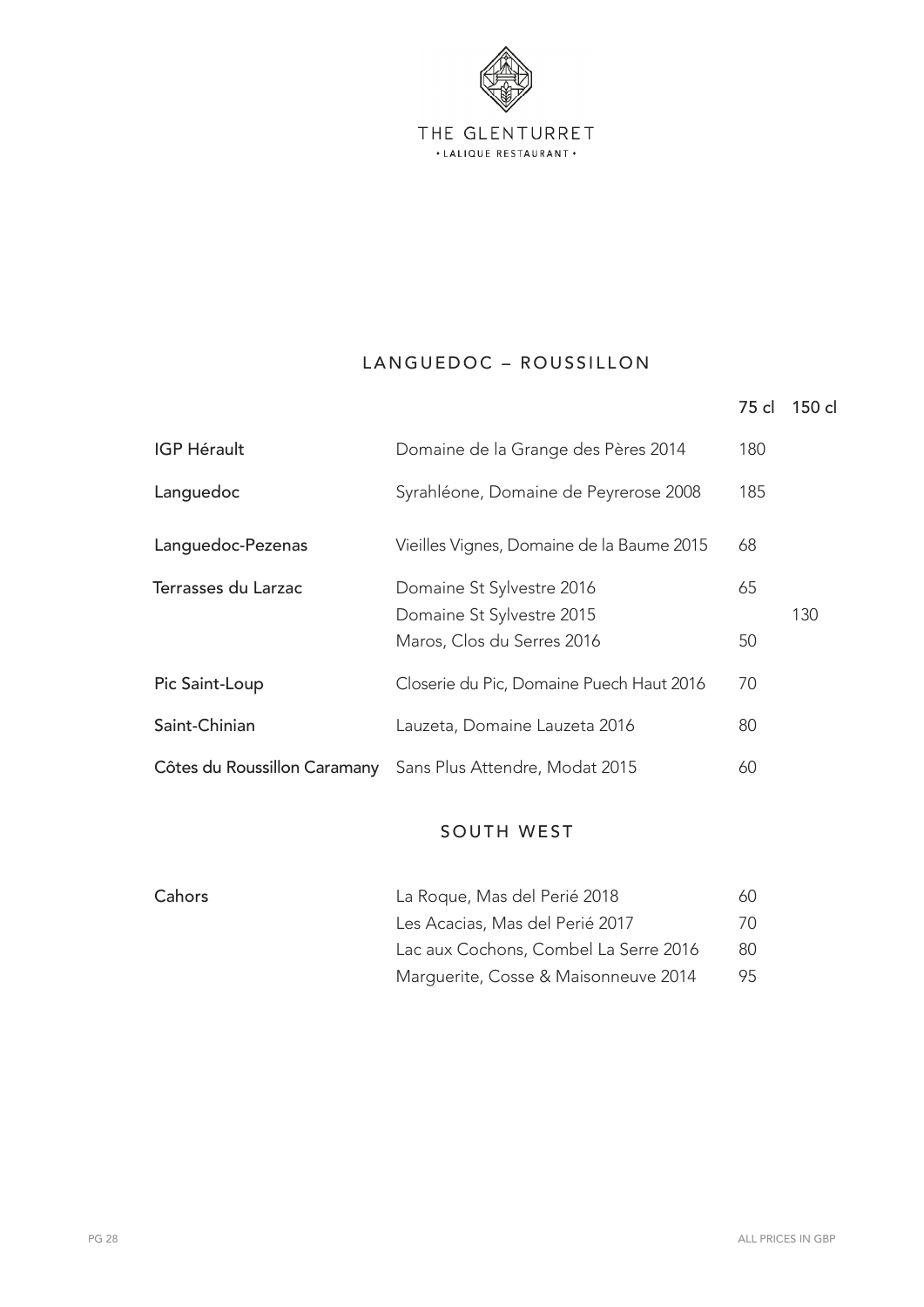THE GLENTURRET

• LALIQUE RESTAURANT •

## LANGUEDOC – ROUSSILLON

| | | 75 cl | 150 cl |
|---|---|---|---|
| IGP Hérault | Domaine de la Grange des Pères 2014 | 180 | |
| Languedoc | Syrahléone, Domaine de Peyrerose 2008 | 185 | |
| Languedoc-Pezenas | Vieilles Vignes, Domaine de la Baume 2015 | 68 | |
| Terrasses du Larzac | Domaine St Sylvestre 2016 | 65 | |
| | Domaine St Sylvestre 2015 | | 130 |
| | Maros, Clos du Serres 2016 | 50 | |
| Pic Saint-Loup | Closerie du Pic, Domaine Puech Haut 2016 | 70 | |
| Saint-Chinian | Lauzeta, Domaine Lauzeta 2016 | 80 | |
| Côtes du Roussillon Caramany | Sans Plus Attendre, Modat 2015 | 60 | |

## SOUTH WEST

| | | 75 cl | 150 cl |
|---|---|---|---|
| Cahors | La Roque, Mas del Perié 2018 | 60 | |
| | Les Acacias, Mas del Perié 2017 | 70 | |
| | Lac aux Cochons, Combel La Serre 2016 | 80 | |
| | Marguerite, Cosse & Maisonneuve 2014 | 95 | |

ALL PRICES IN GBP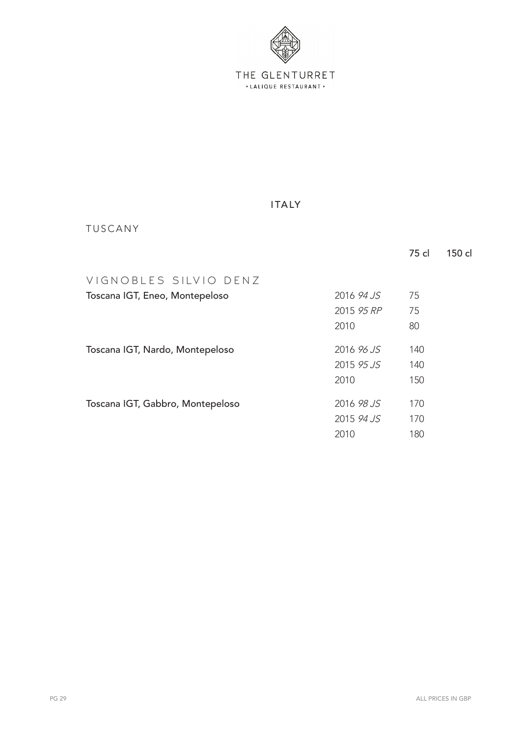THE GLENTURRET
• LALIQUE RESTAURANT •

# ITALY

## TUSCANY

### VIGNOBLES SILVIO DENZ

| | | 75 cl | 150 cl |
|---|---|---|---|
| Toscana IGT, Eneo, Montepeloso | 2016 *94 JS* | 75 | |
| | 2015 *95 RP* | 75 | |
| | 2010 | 80 | |
| Toscana IGT, Nardo, Montepeloso | 2016 *96 JS* | 140 | |
| | 2015 *95 JS* | 140 | |
| | 2010 | 150 | |
| Toscana IGT, Gabbro, Montepeloso | 2016 *98 JS* | 170 | |
| | 2015 *94 JS* | 170 | |
| | 2010 | 180 | |

ALL PRICES IN GBP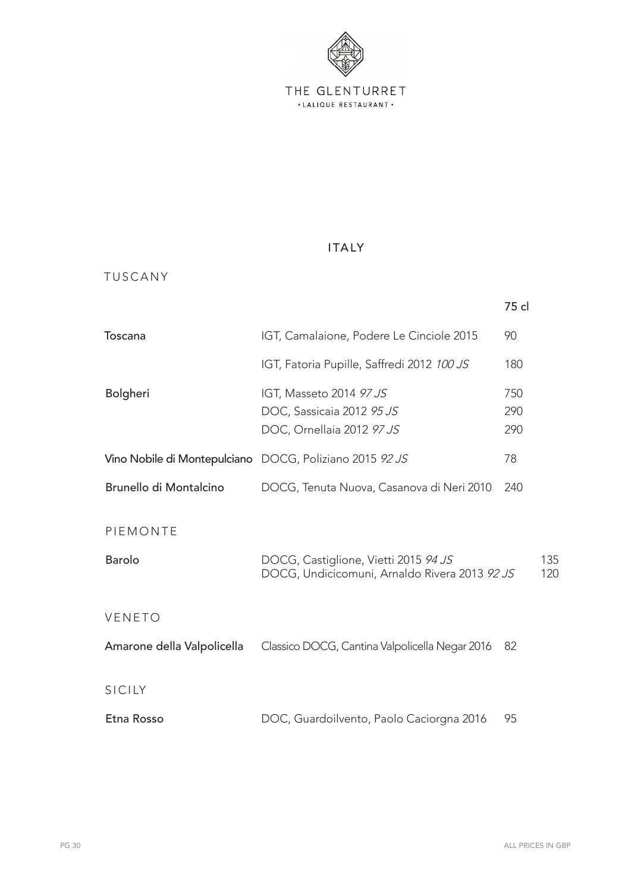THE GLENTURRET
• LALIQUE RESTAURANT •

# ITALY

## TUSCANY

| | | 75 cl |
|---|---|---|
| **Toscana** | IGT, Camalaione, Podere Le Cinciole 2015 | 90 |
| | IGT, Fatoria Pupille, Saffredi 2012 *100 JS* | 180 |
| **Bolgheri** | IGT, Masseto 2014 *97 JS* | 750 |
| | DOC, Sassicaia 2012 *95 JS* | 290 |
| | DOC, Ornellaia 2012 *97 JS* | 290 |
| **Vino Nobile di Montepulciano** | DOCG, Poliziano 2015 *92 JS* | 78 |
| **Brunello di Montalcino** | DOCG, Tenuta Nuova, Casanova di Neri 2010 | 240 |

## PIEMONTE

| | | 75 cl |
|---|---|---|
| **Barolo** | DOCG, Castiglione, Vietti 2015 *94 JS* | 135 |
| | DOCG, Undicicomuni, Arnaldo Rivera 2013 *92 JS* | 120 |

## VENETO

| | | 75 cl |
|---|---|---|
| **Amarone della Valpolicella** | Classico DOCG, Cantina Valpolicella Negar 2016 | 82 |

## SICILY

| | | 75 cl |
|---|---|---|
| **Etna Rosso** | DOC, Guardoilvento, Paolo Caciorgna 2016 | 95 |

ALL PRICES IN GBP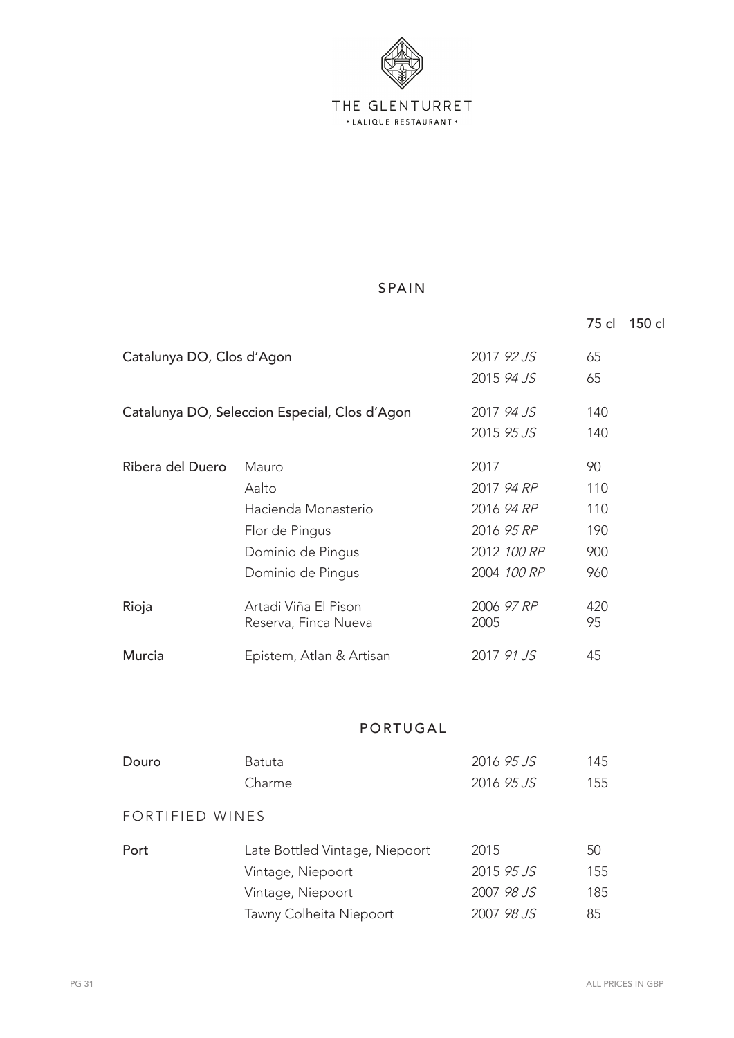THE GLENTURRET
• LALIQUE RESTAURANT •

## SPAIN

| | | | 75 cl | 150 cl |
|---|---|---|---|---|
| Catalunya DO, Clos d'Agon | | 2017 *92 JS* | 65 | |
| | | 2015 *94 JS* | 65 | |
| Catalunya DO, Seleccion Especial, Clos d'Agon | | 2017 *94 JS* | 140 | |
| | | 2015 *95 JS* | 140 | |
| Ribera del Duero | Mauro | 2017 | 90 | |
| | Aalto | 2017 *94 RP* | 110 | |
| | Hacienda Monasterio | 2016 *94 RP* | 110 | |
| | Flor de Pingus | 2016 *95 RP* | 190 | |
| | Dominio de Pingus | 2012 *100 RP* | 900 | |
| | Dominio de Pingus | 2004 *100 RP* | 960 | |
| Rioja | Artadi Viña El Pison | 2006 *97 RP* | 420 | |
| | Reserva, Finca Nueva | 2005 | 95 | |
| Murcia | Epistem, Atlan & Artisan | 2017 *91 JS* | 45 | |

## PORTUGAL

| | | | 75 cl | 150 cl |
|---|---|---|---|---|
| Douro | Batuta | 2016 *95 JS* | 145 | |
| | Charme | 2016 *95 JS* | 155 | |

### FORTIFIED WINES

| | | | 75 cl | 150 cl |
|---|---|---|---|---|
| Port | Late Bottled Vintage, Niepoort | 2015 | 50 | |
| | Vintage, Niepoort | 2015 *95 JS* | 155 | |
| | Vintage, Niepoort | 2007 *98 JS* | 185 | |
| | Tawny Colheita Niepoort | 2007 *98 JS* | 85 | |

ALL PRICES IN GBP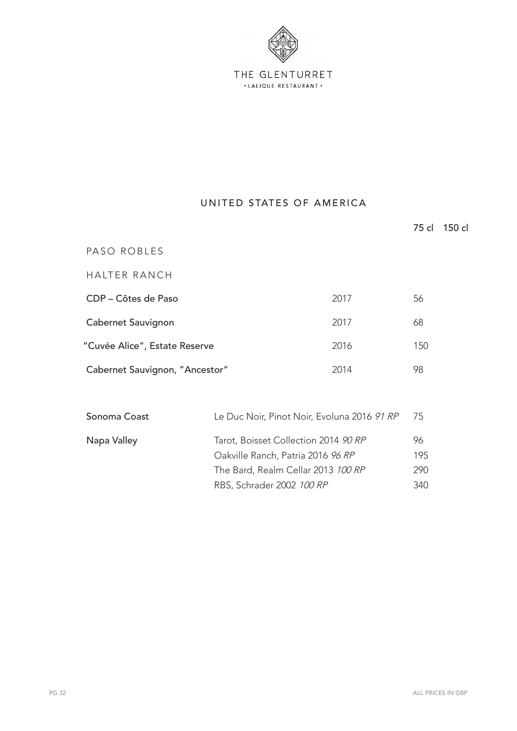THE GLENTURRET
• LALIQUE RESTAURANT •

## UNITED STATES OF AMERICA

| | | | 75 cl | 150 cl |
|---|---|---|---|---|
| PASO ROBLES | | | | |
| HALTER RANCH | | | | |
| CDP – Côtes de Paso | | 2017 | 56 | |
| Cabernet Sauvignon | | 2017 | 68 | |
| "Cuvée Alice", Estate Reserve | | 2016 | 150 | |
| Cabernet Sauvignon, "Ancestor" | | 2014 | 98 | |
| Sonoma Coast | Le Duc Noir, Pinot Noir, Evoluna 2016 *91 RP* | | 75 | |
| Napa Valley | Tarot, Boisset Collection 2014 *90 RP* | | 96 | |
| | Oakville Ranch, Patria 2016 *96 RP* | | 195 | |
| | The Bard, Realm Cellar 2013 *100 RP* | | 290 | |
| | RBS, Schrader 2002 *100 RP* | | 340 | |

ALL PRICES IN GBP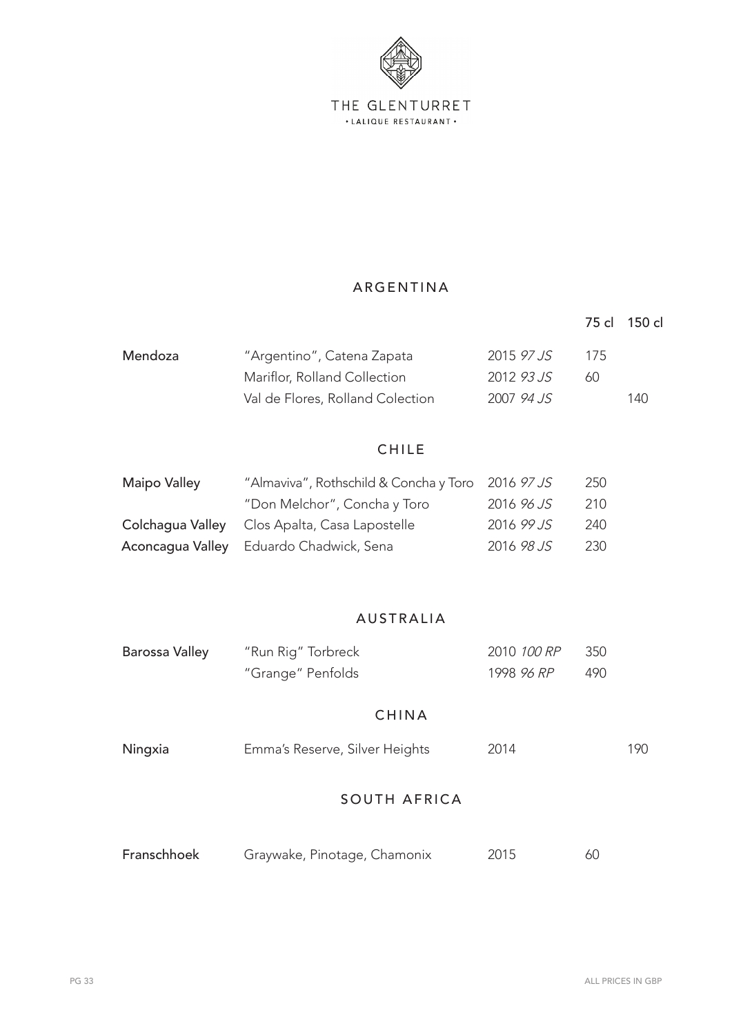THE GLENTURRET

• LALIQUE RESTAURANT •

## ARGENTINA

| | | | 75 cl | 150 cl |
|---|---|---|---|---|
| Mendoza | "Argentino", Catena Zapata | 2015 *97 JS* | 175 | |
| | Mariflor, Rolland Collection | 2012 *93 JS* | 60 | |
| | Val de Flores, Rolland Colection | 2007 *94 JS* | | 140 |

## CHILE

| | | | | |
|---|---|---|---|---|
| Maipo Valley | "Almaviva", Rothschild & Concha y Toro | 2016 *97 JS* | 250 | |
| | "Don Melchor", Concha y Toro | 2016 *96 JS* | 210 | |
| Colchagua Valley | Clos Apalta, Casa Lapostelle | 2016 *99 JS* | 240 | |
| Aconcagua Valley | Eduardo Chadwick, Sena | 2016 *98 JS* | 230 | |

## AUSTRALIA

| | | | | |
|---|---|---|---|---|
| Barossa Valley | "Run Rig" Torbreck | 2010 *100 RP* | 350 | |
| | "Grange" Penfolds | 1998 *96 RP* | 490 | |

## CHINA

| | | | | |
|---|---|---|---|---|
| Ningxia | Emma's Reserve, Silver Heights | 2014 | | 190 |

## SOUTH AFRICA

| | | | | |
|---|---|---|---|---|
| Franschhoek | Graywake, Pinotage, Chamonix | 2015 | 60 | |

ALL PRICES IN GBP